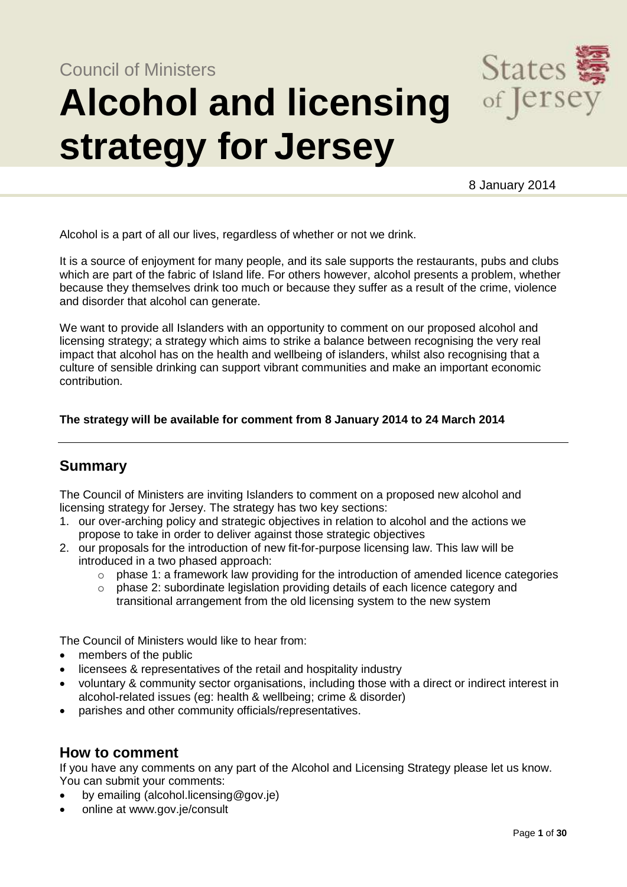Council of Ministers

# Alcohol and licensing strategy for Jersey

8 January 2014

Alcohol is a part of all our lives, regardless of whether or not we drink.

It is a source of enjoyment for many people, and its sale supports the restaurants, pubs and clubs which are part of the fabric of Island life. For others however, alcohol presents a problem, whether because they themselves drink too much or because they suffer as a result of the crime, violence and disorder that alcohol can generate.

We want to provide all Islanders with an opportunity to comment on our proposed alcohol and licensing strategy; a strategy which aims to strike a balance between recognising the very real impact that alcohol has on the health and wellbeing of islanders, whilst also recognising that a culture of sensible drinking can support vibrant communities and make an important economic contribution.

**The strategy will be available for comment from 8 January 2014 to 24 March 2014**

---

## Summary

The Council of Ministers are inviting Islanders to comment on a proposed new alcohol and licensing strategy for Jersey. The strategy has two key sections:

1. our over-arching policy and strategic objectives in relation to alcohol and the actions we propose to take in order to deliver against those strategic objectives
2. our proposals for the introduction of new fit-for-purpose licensing law. This law will be introduced in a two phased approach:
   - phase 1: a framework law providing for the introduction of amended licence categories
   - phase 2: subordinate legislation providing details of each licence category and transitional arrangement from the old licensing system to the new system

The Council of Ministers would like to hear from:

- members of the public
- licensees & representatives of the retail and hospitality industry
- voluntary & community sector organisations, including those with a direct or indirect interest in alcohol-related issues (eg: health & wellbeing; crime & disorder)
- parishes and other community officials/representatives.

## How to comment

If you have any comments on any part of the Alcohol and Licensing Strategy please let us know. You can submit your comments:

- by emailing (alcohol.licensing@gov.je)
- online at www.gov.je/consult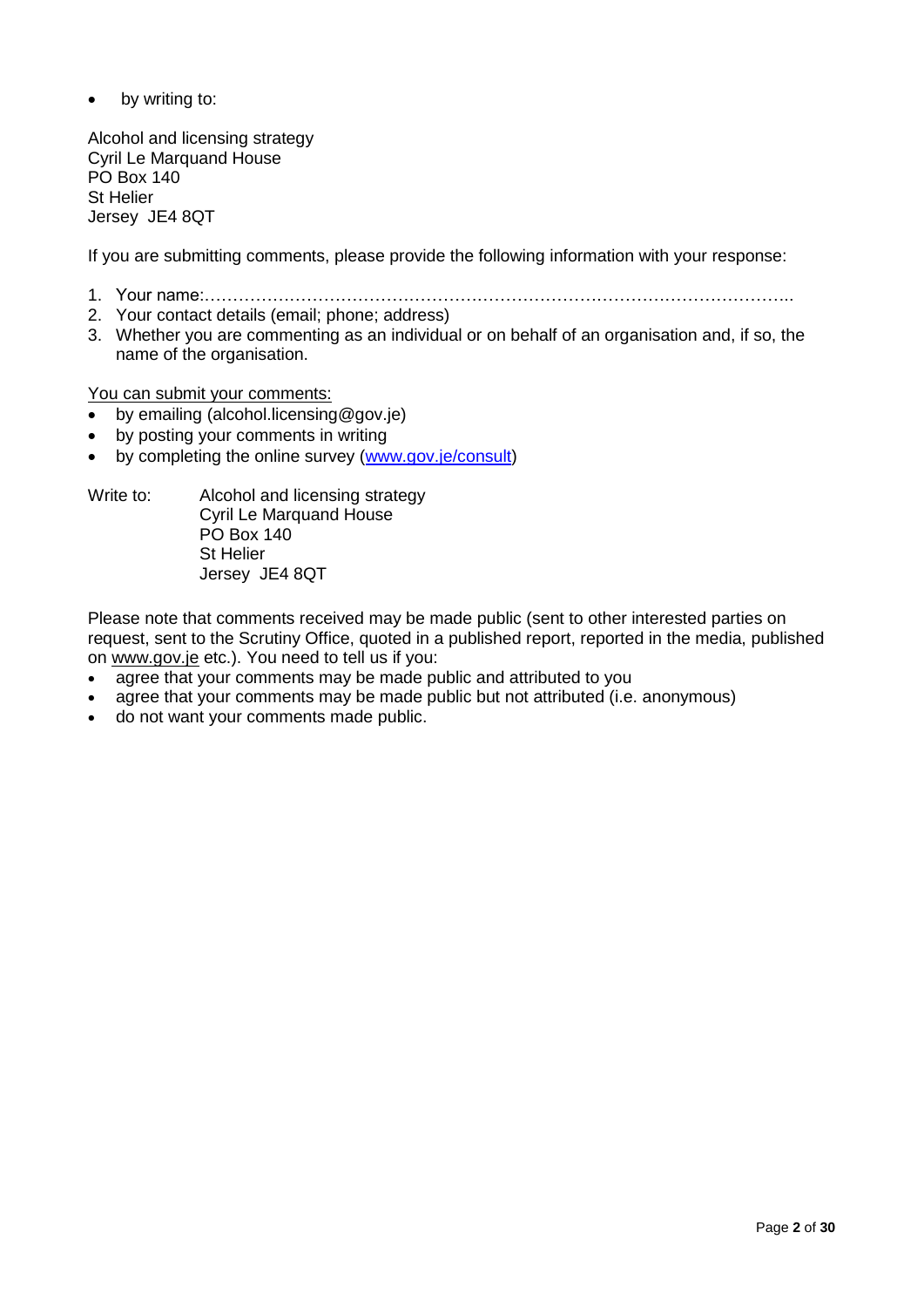- by writing to:

Alcohol and licensing strategy
Cyril Le Marquand House
PO Box 140
St Helier
Jersey JE4 8QT

If you are submitting comments, please provide the following information with your response:

1. Your name:…………………………………………………………………………………………..
2. Your contact details (email; phone; address)
3. Whether you are commenting as an individual or on behalf of an organisation and, if so, the name of the organisation.

<u>You can submit your comments:</u>

- by emailing (alcohol.licensing@gov.je)
- by posting your comments in writing
- by completing the online survey ([www.gov.je/consult](www.gov.je/consult))

Write to: Alcohol and licensing strategy
Cyril Le Marquand House
PO Box 140
St Helier
Jersey JE4 8QT

Please note that comments received may be made public (sent to other interested parties on request, sent to the Scrutiny Office, quoted in a published report, reported in the media, published on www.gov.je etc.). You need to tell us if you:

- agree that your comments may be made public and attributed to you
- agree that your comments may be made public but not attributed (i.e. anonymous)
- do not want your comments made public.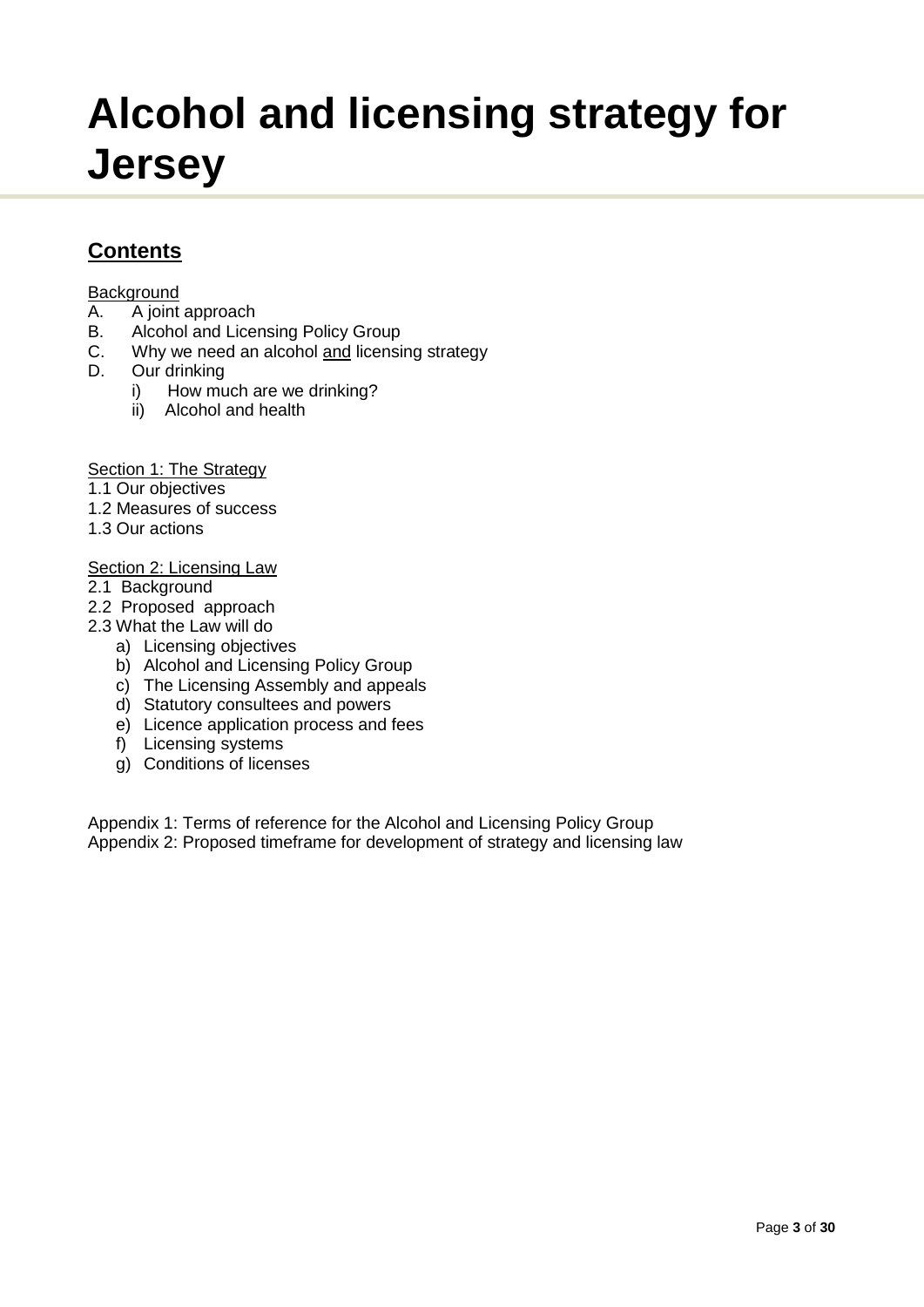# Alcohol and licensing strategy for Jersey

## Contents

Background

A. A joint approach
B. Alcohol and Licensing Policy Group
C. Why we need an alcohol and licensing strategy
D. Our drinking
   i) How much are we drinking?
   ii) Alcohol and health

Section 1: The Strategy

1.1 Our objectives
1.2 Measures of success
1.3 Our actions

Section 2: Licensing Law

2.1 Background
2.2 Proposed approach
2.3 What the Law will do
   a) Licensing objectives
   b) Alcohol and Licensing Policy Group
   c) The Licensing Assembly and appeals
   d) Statutory consultees and powers
   e) Licence application process and fees
   f) Licensing systems
   g) Conditions of licenses

Appendix 1: Terms of reference for the Alcohol and Licensing Policy Group
Appendix 2: Proposed timeframe for development of strategy and licensing law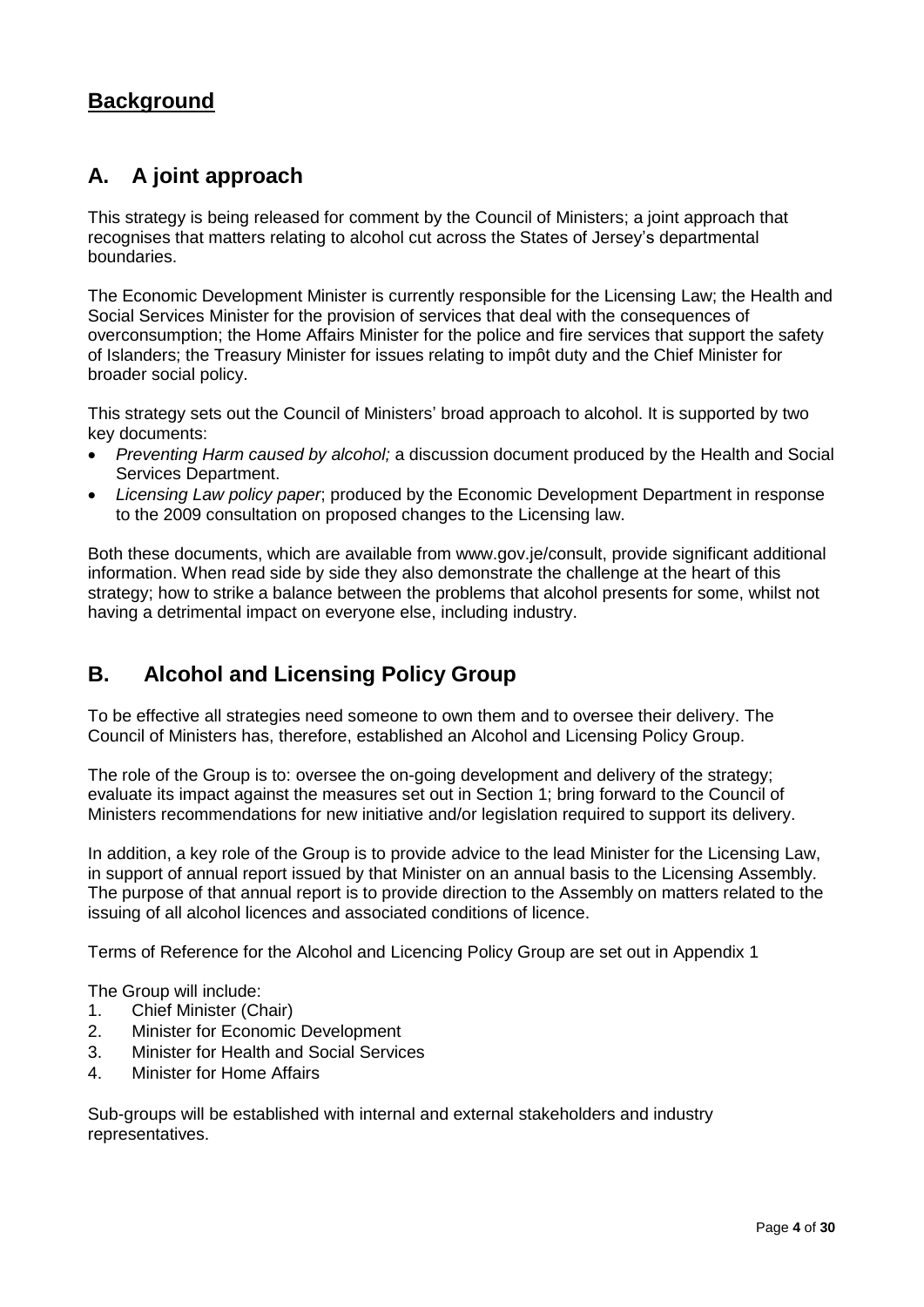## **Background**

## A. A joint approach

This strategy is being released for comment by the Council of Ministers; a joint approach that recognises that matters relating to alcohol cut across the States of Jersey's departmental boundaries.

The Economic Development Minister is currently responsible for the Licensing Law; the Health and Social Services Minister for the provision of services that deal with the consequences of overconsumption; the Home Affairs Minister for the police and fire services that support the safety of Islanders; the Treasury Minister for issues relating to impôt duty and the Chief Minister for broader social policy.

This strategy sets out the Council of Ministers' broad approach to alcohol. It is supported by two key documents:

- *Preventing Harm caused by alcohol;* a discussion document produced by the Health and Social Services Department.
- *Licensing Law policy paper*; produced by the Economic Development Department in response to the 2009 consultation on proposed changes to the Licensing law.

Both these documents, which are available from www.gov.je/consult, provide significant additional information. When read side by side they also demonstrate the challenge at the heart of this strategy; how to strike a balance between the problems that alcohol presents for some, whilst not having a detrimental impact on everyone else, including industry.

## B. Alcohol and Licensing Policy Group

To be effective all strategies need someone to own them and to oversee their delivery. The Council of Ministers has, therefore, established an Alcohol and Licensing Policy Group.

The role of the Group is to: oversee the on-going development and delivery of the strategy; evaluate its impact against the measures set out in Section 1; bring forward to the Council of Ministers recommendations for new initiative and/or legislation required to support its delivery.

In addition, a key role of the Group is to provide advice to the lead Minister for the Licensing Law, in support of annual report issued by that Minister on an annual basis to the Licensing Assembly. The purpose of that annual report is to provide direction to the Assembly on matters related to the issuing of all alcohol licences and associated conditions of licence.

Terms of Reference for the Alcohol and Licencing Policy Group are set out in Appendix 1

The Group will include:

1. Chief Minister (Chair)
2. Minister for Economic Development
3. Minister for Health and Social Services
4. Minister for Home Affairs

Sub-groups will be established with internal and external stakeholders and industry representatives.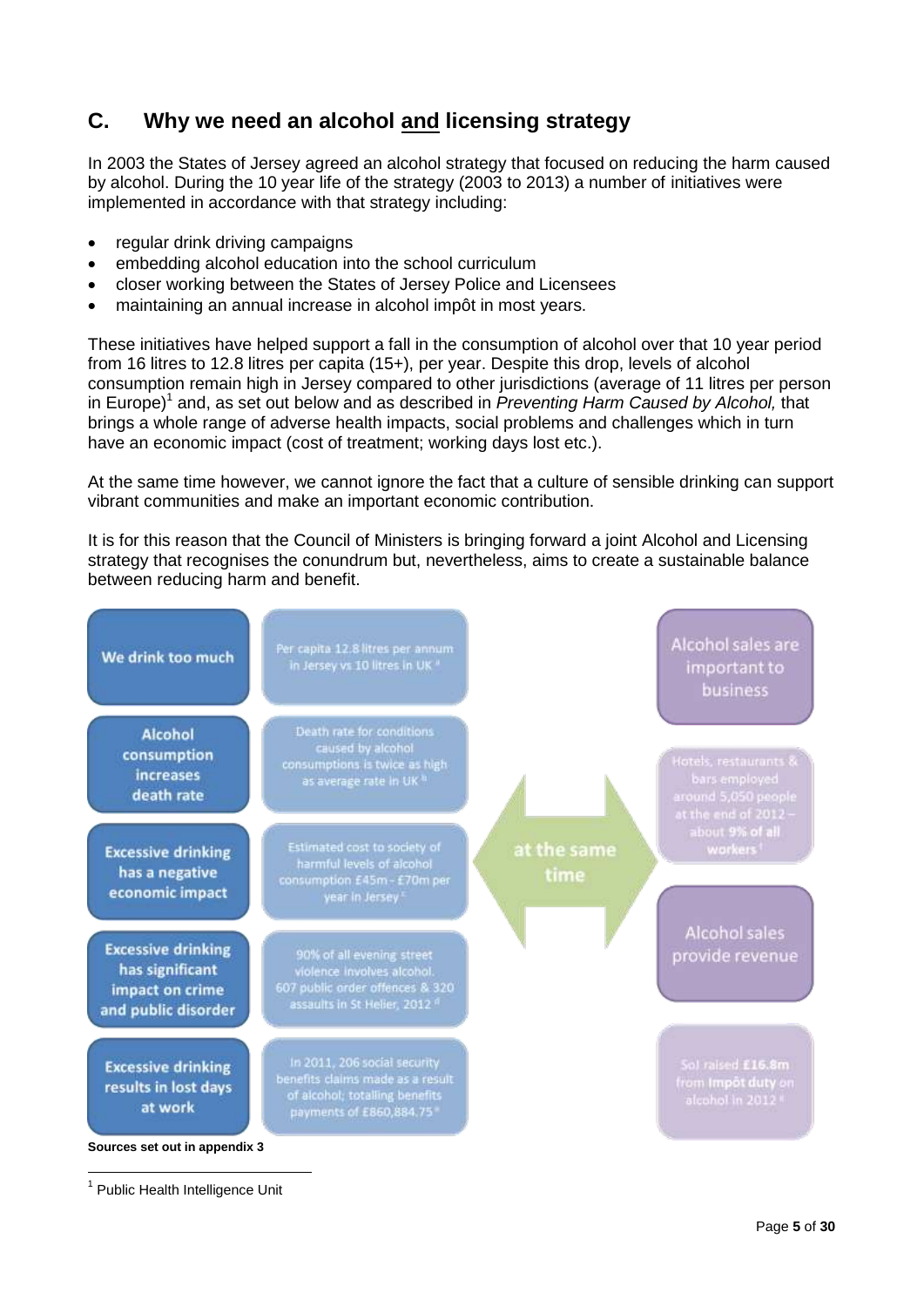## C. Why we need an alcohol and licensing strategy

In 2003 the States of Jersey agreed an alcohol strategy that focused on reducing the harm caused by alcohol. During the 10 year life of the strategy (2003 to 2013) a number of initiatives were implemented in accordance with that strategy including:

- regular drink driving campaigns
- embedding alcohol education into the school curriculum
- closer working between the States of Jersey Police and Licensees
- maintaining an annual increase in alcohol impôt in most years.

These initiatives have helped support a fall in the consumption of alcohol over that 10 year period from 16 litres to 12.8 litres per capita (15+), per year. Despite this drop, levels of alcohol consumption remain high in Jersey compared to other jurisdictions (average of 11 litres per person in Europe)[1] and, as set out below and as described in *Preventing Harm Caused by Alcohol,* that brings a whole range of adverse health impacts, social problems and challenges which in turn have an economic impact (cost of treatment; working days lost etc.).

At the same time however, we cannot ignore the fact that a culture of sensible drinking can support vibrant communities and make an important economic contribution.

It is for this reason that the Council of Ministers is bringing forward a joint Alcohol and Licensing strategy that recognises the conundrum but, nevertheless, aims to create a sustainable balance between reducing harm and benefit.

We drink too much

Per capita 12.8 litres per annum in Jersey vs 10 litres in UK [a]

Alcohol consumption increases death rate

Death rate for conditions caused by alcohol consumptions is twice as high as average rate in UK [b]

Excessive drinking has a negative economic impact

Estimated cost to society of harmful levels of alcohol consumption £45m - £70m per year in Jersey [c]

Excessive drinking has significant impact on crime and public disorder

90% of all evening street violence involves alcohol. 607 public order offences & 320 assaults in St Helier, 2012 [d]

Excessive drinking results in lost days at work

In 2011, 206 social security benefits claims made as a result of alcohol; totalling benefits payments of £860,884.75 [e]

at the same time

Alcohol sales are important to business

Hotels, restaurants & bars employed around 5,050 people at the end of 2012 – about 9% of all workers [f]

Alcohol sales provide revenue

SoJ raised £16.8m from Impôt duty on alcohol in 2012 [g]

**Sources set out in appendix 3**

[1] Public Health Intelligence Unit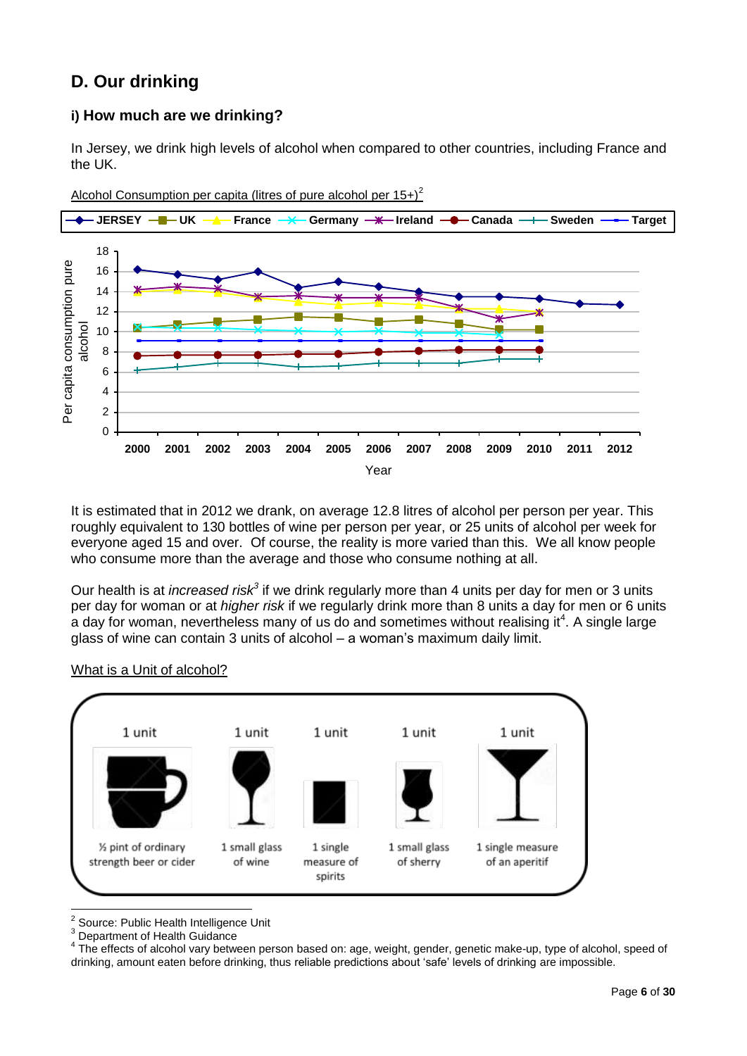# D. Our drinking

## i) How much are we drinking?

In Jersey, we drink high levels of alcohol when compared to other countries, including France and the UK.

Alcohol Consumption per capita (litres of pure alcohol per 15+)[2]

JERSEY
UK
France
Germany
Ireland
Canada
Sweden
Target

Per capita consumption pure alcohol

0
2
4
6
8
10
12
14
16
18

2000 2001 2002 2003 2004 2005 2006 2007 2008 2009 2010 2011 2012

Year

It is estimated that in 2012 we drank, on average 12.8 litres of alcohol per person per year. This roughly equivalent to 130 bottles of wine per person per year, or 25 units of alcohol per week for everyone aged 15 and over. Of course, the reality is more varied than this. We all know people who consume more than the average and those who consume nothing at all.

Our health is at *increased risk*[3] if we drink regularly more than 4 units per day for men or 3 units per day for woman or at *higher risk* if we regularly drink more than 8 units a day for men or 6 units a day for woman, nevertheless many of us do and sometimes without realising it[4]. A single large glass of wine can contain 3 units of alcohol – a woman's maximum daily limit.

What is a Unit of alcohol?

1 unit
½ pint of ordinary strength beer or cider

1 unit
1 small glass of wine

1 unit
1 single measure of spirits

1 unit
1 small glass of sherry

1 unit
1 single measure of an aperitif

---

[2] Source: Public Health Intelligence Unit

[3] Department of Health Guidance

[4] The effects of alcohol vary between person based on: age, weight, gender, genetic make-up, type of alcohol, speed of drinking, amount eaten before drinking, thus reliable predictions about 'safe' levels of drinking are impossible.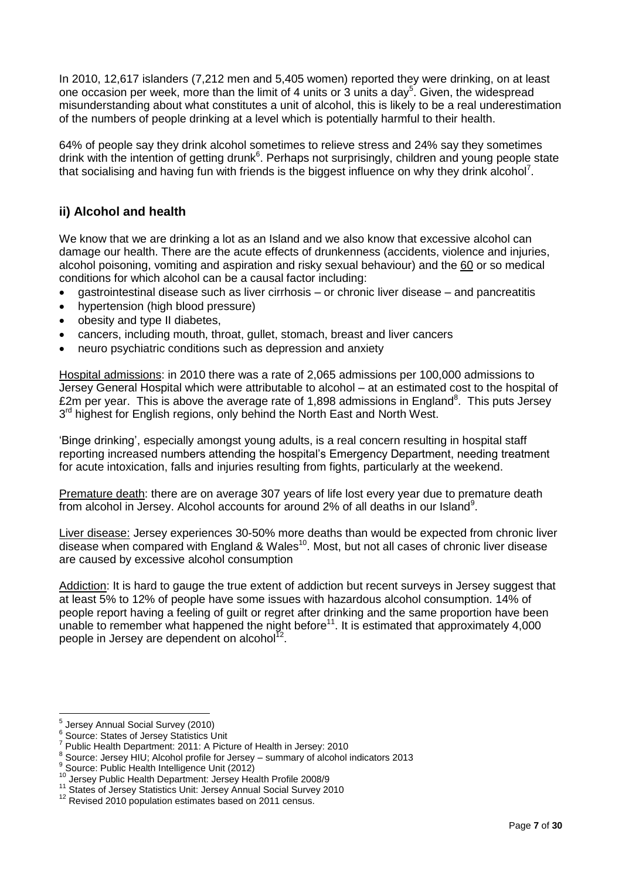In 2010, 12,617 islanders (7,212 men and 5,405 women) reported they were drinking, on at least one occasion per week, more than the limit of 4 units or 3 units a day[5]. Given, the widespread misunderstanding about what constitutes a unit of alcohol, this is likely to be a real underestimation of the numbers of people drinking at a level which is potentially harmful to their health.

64% of people say they drink alcohol sometimes to relieve stress and 24% say they sometimes drink with the intention of getting drunk[6]. Perhaps not surprisingly, children and young people state that socialising and having fun with friends is the biggest influence on why they drink alcohol[7].

## ii) Alcohol and health

We know that we are drinking a lot as an Island and we also know that excessive alcohol can damage our health. There are the acute effects of drunkenness (accidents, violence and injuries, alcohol poisoning, vomiting and aspiration and risky sexual behaviour) and the 60 or so medical conditions for which alcohol can be a causal factor including:

- gastrointestinal disease such as liver cirrhosis – or chronic liver disease – and pancreatitis
- hypertension (high blood pressure)
- obesity and type II diabetes,
- cancers, including mouth, throat, gullet, stomach, breast and liver cancers
- neuro psychiatric conditions such as depression and anxiety

Hospital admissions: in 2010 there was a rate of 2,065 admissions per 100,000 admissions to Jersey General Hospital which were attributable to alcohol – at an estimated cost to the hospital of £2m per year. This is above the average rate of 1,898 admissions in England[8]. This puts Jersey 3rd highest for English regions, only behind the North East and North West.

'Binge drinking', especially amongst young adults, is a real concern resulting in hospital staff reporting increased numbers attending the hospital's Emergency Department, needing treatment for acute intoxication, falls and injuries resulting from fights, particularly at the weekend.

Premature death: there are on average 307 years of life lost every year due to premature death from alcohol in Jersey. Alcohol accounts for around 2% of all deaths in our Island[9].

Liver disease: Jersey experiences 30-50% more deaths than would be expected from chronic liver disease when compared with England & Wales[10]. Most, but not all cases of chronic liver disease are caused by excessive alcohol consumption

Addiction: It is hard to gauge the true extent of addiction but recent surveys in Jersey suggest that at least 5% to 12% of people have some issues with hazardous alcohol consumption. 14% of people report having a feeling of guilt or regret after drinking and the same proportion have been unable to remember what happened the night before[11]. It is estimated that approximately 4,000 people in Jersey are dependent on alcohol[12].

---

[5] Jersey Annual Social Survey (2010)
[6] Source: States of Jersey Statistics Unit
[7] Public Health Department: 2011: A Picture of Health in Jersey: 2010
[8] Source: Jersey HIU; Alcohol profile for Jersey – summary of alcohol indicators 2013
[9] Source: Public Health Intelligence Unit (2012)
[10] Jersey Public Health Department: Jersey Health Profile 2008/9
[11] States of Jersey Statistics Unit: Jersey Annual Social Survey 2010
[12] Revised 2010 population estimates based on 2011 census.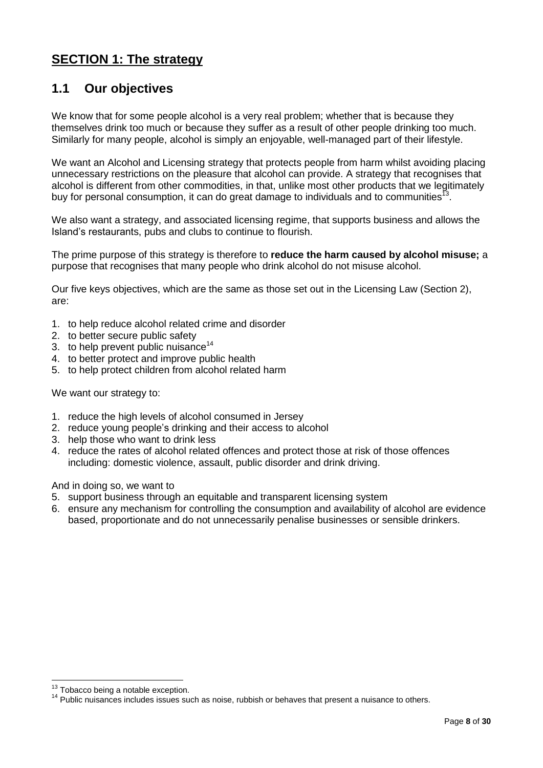# SECTION 1: The strategy

## 1.1 Our objectives

We know that for some people alcohol is a very real problem; whether that is because they themselves drink too much or because they suffer as a result of other people drinking too much. Similarly for many people, alcohol is simply an enjoyable, well-managed part of their lifestyle.

We want an Alcohol and Licensing strategy that protects people from harm whilst avoiding placing unnecessary restrictions on the pleasure that alcohol can provide. A strategy that recognises that alcohol is different from other commodities, in that, unlike most other products that we legitimately buy for personal consumption, it can do great damage to individuals and to communities[13].

We also want a strategy, and associated licensing regime, that supports business and allows the Island's restaurants, pubs and clubs to continue to flourish.

The prime purpose of this strategy is therefore to **reduce the harm caused by alcohol misuse;** a purpose that recognises that many people who drink alcohol do not misuse alcohol.

Our five keys objectives, which are the same as those set out in the Licensing Law (Section 2), are:

1. to help reduce alcohol related crime and disorder
2. to better secure public safety
3. to help prevent public nuisance[14]
4. to better protect and improve public health
5. to help protect children from alcohol related harm

We want our strategy to:

1. reduce the high levels of alcohol consumed in Jersey
2. reduce young people's drinking and their access to alcohol
3. help those who want to drink less
4. reduce the rates of alcohol related offences and protect those at risk of those offences including: domestic violence, assault, public disorder and drink driving.

And in doing so, we want to

5. support business through an equitable and transparent licensing system
6. ensure any mechanism for controlling the consumption and availability of alcohol are evidence based, proportionate and do not unnecessarily penalise businesses or sensible drinkers.

[13] Tobacco being a notable exception.

[14] Public nuisances includes issues such as noise, rubbish or behaves that present a nuisance to others.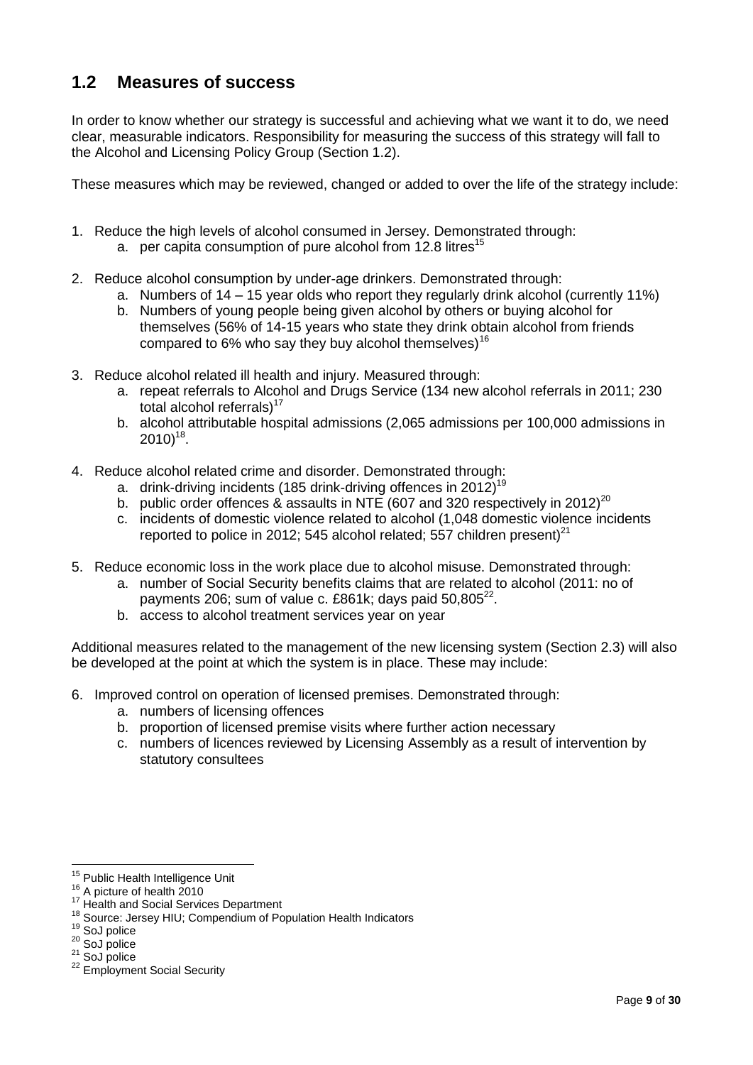## 1.2 Measures of success

In order to know whether our strategy is successful and achieving what we want it to do, we need clear, measurable indicators. Responsibility for measuring the success of this strategy will fall to the Alcohol and Licensing Policy Group (Section 1.2).

These measures which may be reviewed, changed or added to over the life of the strategy include:

1. Reduce the high levels of alcohol consumed in Jersey. Demonstrated through:
    a. per capita consumption of pure alcohol from 12.8 litres[15]
2. Reduce alcohol consumption by under-age drinkers. Demonstrated through:
    a. Numbers of 14 – 15 year olds who report they regularly drink alcohol (currently 11%)
    b. Numbers of young people being given alcohol by others or buying alcohol for themselves (56% of 14-15 years who state they drink obtain alcohol from friends compared to 6% who say they buy alcohol themselves)[16]
3. Reduce alcohol related ill health and injury. Measured through:
    a. repeat referrals to Alcohol and Drugs Service (134 new alcohol referrals in 2011; 230 total alcohol referrals)[17]
    b. alcohol attributable hospital admissions (2,065 admissions per 100,000 admissions in 2010)[18].
4. Reduce alcohol related crime and disorder. Demonstrated through:
    a. drink-driving incidents (185 drink-driving offences in 2012)[19]
    b. public order offences & assaults in NTE (607 and 320 respectively in 2012)[20]
    c. incidents of domestic violence related to alcohol (1,048 domestic violence incidents reported to police in 2012; 545 alcohol related; 557 children present)[21]
5. Reduce economic loss in the work place due to alcohol misuse. Demonstrated through:
    a. number of Social Security benefits claims that are related to alcohol (2011: no of payments 206; sum of value c. £861k; days paid 50,805[22].
    b. access to alcohol treatment services year on year

Additional measures related to the management of the new licensing system (Section 2.3) will also be developed at the point at which the system is in place. These may include:

6. Improved control on operation of licensed premises. Demonstrated through:
    a. numbers of licensing offences
    b. proportion of licensed premise visits where further action necessary
    c. numbers of licences reviewed by Licensing Assembly as a result of intervention by statutory consultees

---

[15] Public Health Intelligence Unit
[16] A picture of health 2010
[17] Health and Social Services Department
[18] Source: Jersey HIU; Compendium of Population Health Indicators
[19] SoJ police
[20] SoJ police
[21] SoJ police
[22] Employment Social Security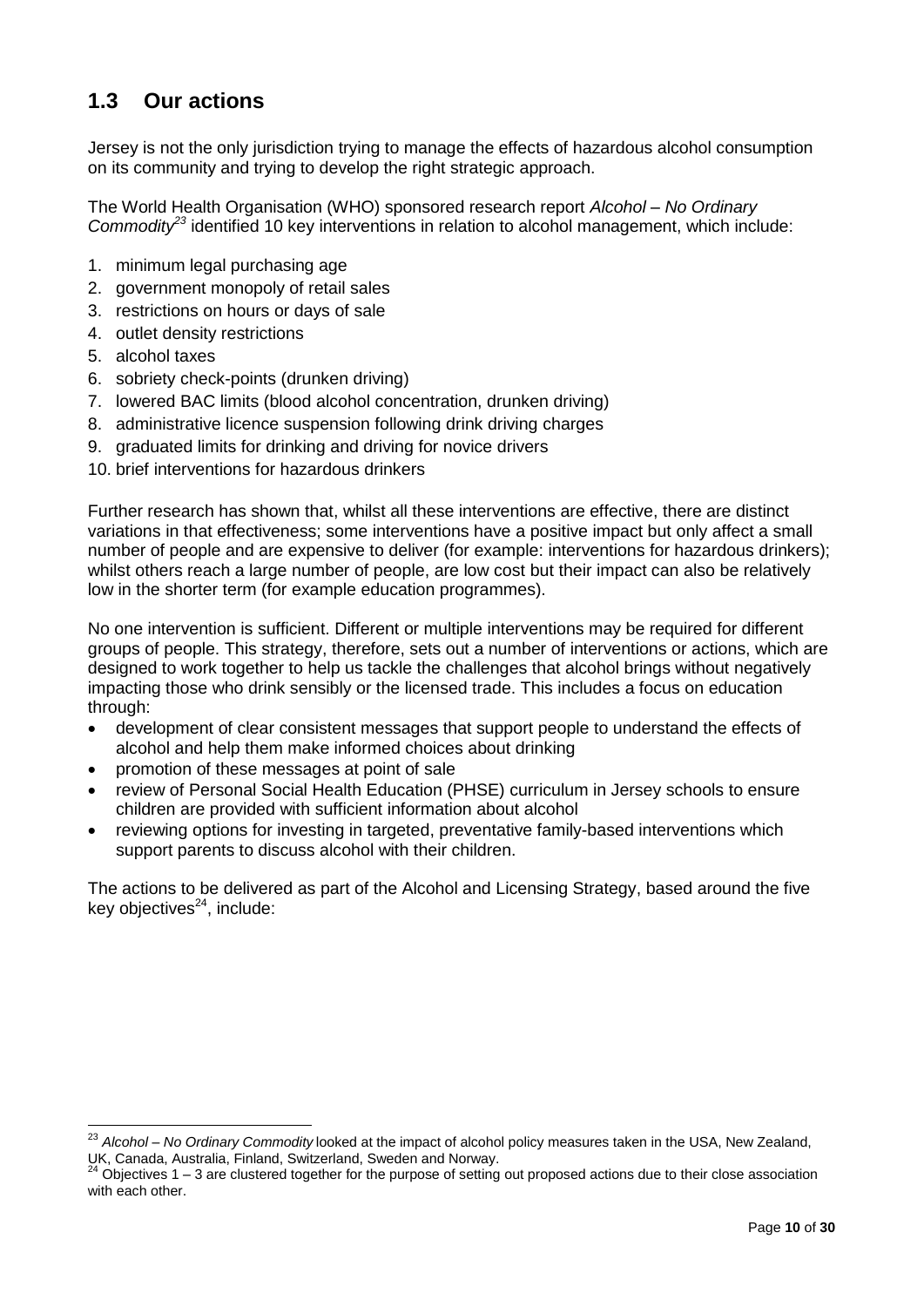## 1.3 Our actions

Jersey is not the only jurisdiction trying to manage the effects of hazardous alcohol consumption on its community and trying to develop the right strategic approach.

The World Health Organisation (WHO) sponsored research report *Alcohol – No Ordinary Commodity*[23] identified 10 key interventions in relation to alcohol management, which include:

1. minimum legal purchasing age
2. government monopoly of retail sales
3. restrictions on hours or days of sale
4. outlet density restrictions
5. alcohol taxes
6. sobriety check-points (drunken driving)
7. lowered BAC limits (blood alcohol concentration, drunken driving)
8. administrative licence suspension following drink driving charges
9. graduated limits for drinking and driving for novice drivers
10. brief interventions for hazardous drinkers

Further research has shown that, whilst all these interventions are effective, there are distinct variations in that effectiveness; some interventions have a positive impact but only affect a small number of people and are expensive to deliver (for example: interventions for hazardous drinkers); whilst others reach a large number of people, are low cost but their impact can also be relatively low in the shorter term (for example education programmes).

No one intervention is sufficient. Different or multiple interventions may be required for different groups of people. This strategy, therefore, sets out a number of interventions or actions, which are designed to work together to help us tackle the challenges that alcohol brings without negatively impacting those who drink sensibly or the licensed trade. This includes a focus on education through:

- development of clear consistent messages that support people to understand the effects of alcohol and help them make informed choices about drinking
- promotion of these messages at point of sale
- review of Personal Social Health Education (PHSE) curriculum in Jersey schools to ensure children are provided with sufficient information about alcohol
- reviewing options for investing in targeted, preventative family-based interventions which support parents to discuss alcohol with their children.

The actions to be delivered as part of the Alcohol and Licensing Strategy, based around the five key objectives[24], include:

---

[23] *Alcohol – No Ordinary Commodity* looked at the impact of alcohol policy measures taken in the USA, New Zealand, UK, Canada, Australia, Finland, Switzerland, Sweden and Norway.

[24] Objectives 1 – 3 are clustered together for the purpose of setting out proposed actions due to their close association with each other.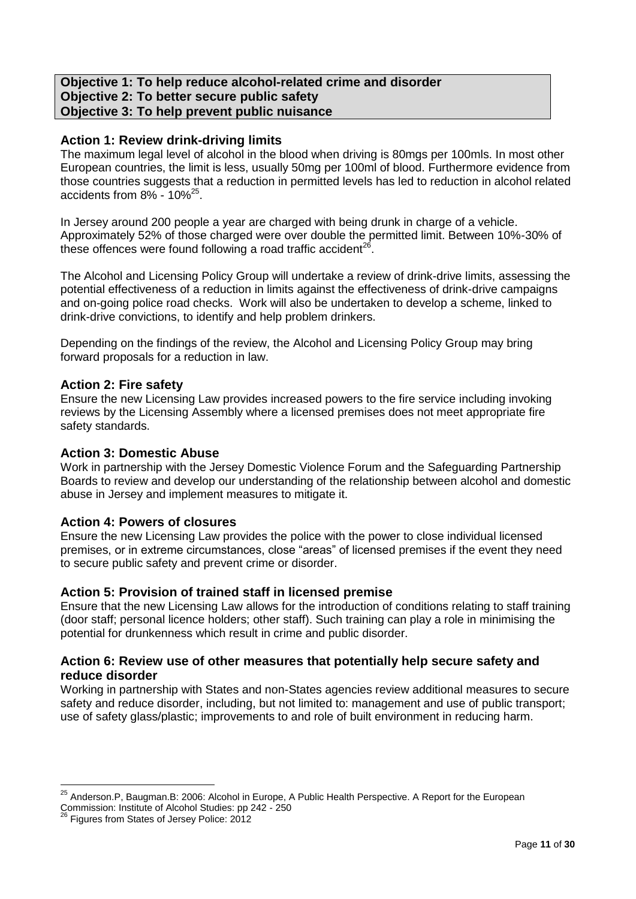**Objective 1: To help reduce alcohol-related crime and disorder**
**Objective 2: To better secure public safety**
**Objective 3: To help prevent public nuisance**

### Action 1: Review drink-driving limits

The maximum legal level of alcohol in the blood when driving is 80mgs per 100mls. In most other European countries, the limit is less, usually 50mg per 100ml of blood. Furthermore evidence from those countries suggests that a reduction in permitted levels has led to reduction in alcohol related accidents from 8% - 10%[25].

In Jersey around 200 people a year are charged with being drunk in charge of a vehicle. Approximately 52% of those charged were over double the permitted limit. Between 10%-30% of these offences were found following a road traffic accident[26].

The Alcohol and Licensing Policy Group will undertake a review of drink-drive limits, assessing the potential effectiveness of a reduction in limits against the effectiveness of drink-drive campaigns and on-going police road checks. Work will also be undertaken to develop a scheme, linked to drink-drive convictions, to identify and help problem drinkers.

Depending on the findings of the review, the Alcohol and Licensing Policy Group may bring forward proposals for a reduction in law.

### Action 2: Fire safety

Ensure the new Licensing Law provides increased powers to the fire service including invoking reviews by the Licensing Assembly where a licensed premises does not meet appropriate fire safety standards.

### Action 3: Domestic Abuse

Work in partnership with the Jersey Domestic Violence Forum and the Safeguarding Partnership Boards to review and develop our understanding of the relationship between alcohol and domestic abuse in Jersey and implement measures to mitigate it.

### Action 4: Powers of closures

Ensure the new Licensing Law provides the police with the power to close individual licensed premises, or in extreme circumstances, close "areas" of licensed premises if the event they need to secure public safety and prevent crime or disorder.

### Action 5: Provision of trained staff in licensed premise

Ensure that the new Licensing Law allows for the introduction of conditions relating to staff training (door staff; personal licence holders; other staff). Such training can play a role in minimising the potential for drunkenness which result in crime and public disorder.

### Action 6: Review use of other measures that potentially help secure safety and reduce disorder

Working in partnership with States and non-States agencies review additional measures to secure safety and reduce disorder, including, but not limited to: management and use of public transport; use of safety glass/plastic; improvements to and role of built environment in reducing harm.

---

[25] Anderson.P, Baugman.B: 2006: Alcohol in Europe, A Public Health Perspective. A Report for the European Commission: Institute of Alcohol Studies: pp 242 - 250

[26] Figures from States of Jersey Police: 2012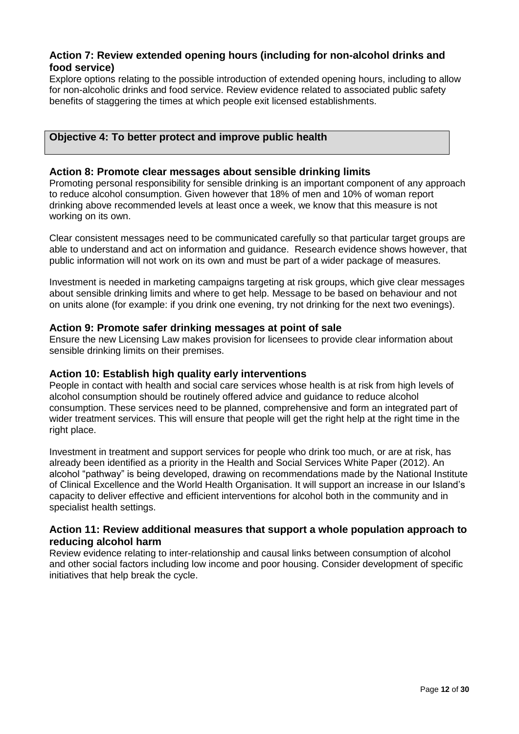### Action 7: Review extended opening hours (including for non-alcohol drinks and food service)

Explore options relating to the possible introduction of extended opening hours, including to allow for non-alcoholic drinks and food service. Review evidence related to associated public safety benefits of staggering the times at which people exit licensed establishments.

## Objective 4: To better protect and improve public health

### Action 8: Promote clear messages about sensible drinking limits

Promoting personal responsibility for sensible drinking is an important component of any approach to reduce alcohol consumption. Given however that 18% of men and 10% of woman report drinking above recommended levels at least once a week, we know that this measure is not working on its own.

Clear consistent messages need to be communicated carefully so that particular target groups are able to understand and act on information and guidance. Research evidence shows however, that public information will not work on its own and must be part of a wider package of measures.

Investment is needed in marketing campaigns targeting at risk groups, which give clear messages about sensible drinking limits and where to get help. Message to be based on behaviour and not on units alone (for example: if you drink one evening, try not drinking for the next two evenings).

### Action 9: Promote safer drinking messages at point of sale

Ensure the new Licensing Law makes provision for licensees to provide clear information about sensible drinking limits on their premises.

### Action 10: Establish high quality early interventions

People in contact with health and social care services whose health is at risk from high levels of alcohol consumption should be routinely offered advice and guidance to reduce alcohol consumption. These services need to be planned, comprehensive and form an integrated part of wider treatment services. This will ensure that people will get the right help at the right time in the right place.

Investment in treatment and support services for people who drink too much, or are at risk, has already been identified as a priority in the Health and Social Services White Paper (2012). An alcohol "pathway" is being developed, drawing on recommendations made by the National Institute of Clinical Excellence and the World Health Organisation. It will support an increase in our Island's capacity to deliver effective and efficient interventions for alcohol both in the community and in specialist health settings.

### Action 11: Review additional measures that support a whole population approach to reducing alcohol harm

Review evidence relating to inter-relationship and causal links between consumption of alcohol and other social factors including low income and poor housing. Consider development of specific initiatives that help break the cycle.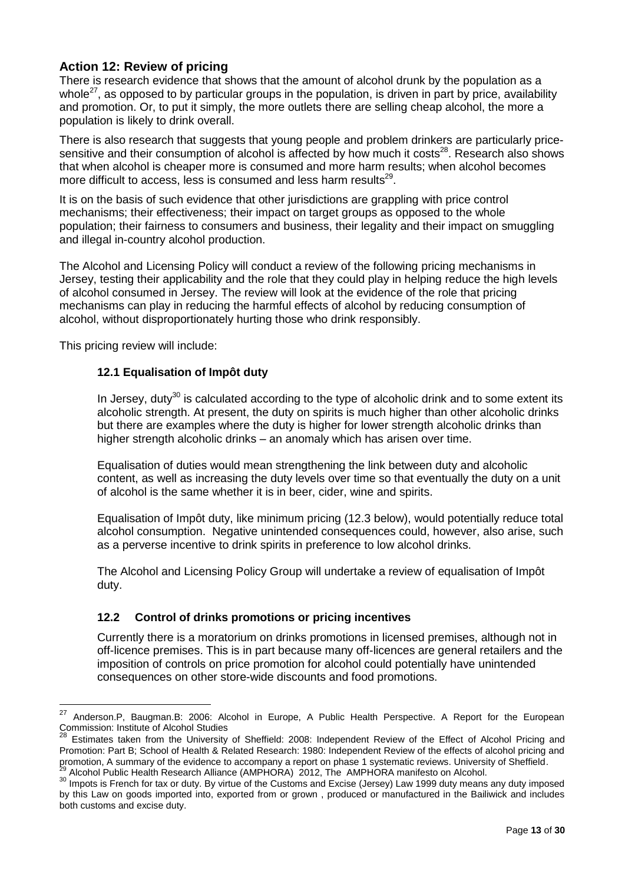### Action 12: Review of pricing

There is research evidence that shows that the amount of alcohol drunk by the population as a whole[27], as opposed to by particular groups in the population, is driven in part by price, availability and promotion. Or, to put it simply, the more outlets there are selling cheap alcohol, the more a population is likely to drink overall.

There is also research that suggests that young people and problem drinkers are particularly price-sensitive and their consumption of alcohol is affected by how much it costs[28]. Research also shows that when alcohol is cheaper more is consumed and more harm results; when alcohol becomes more difficult to access, less is consumed and less harm results[29].

It is on the basis of such evidence that other jurisdictions are grappling with price control mechanisms; their effectiveness; their impact on target groups as opposed to the whole population; their fairness to consumers and business, their legality and their impact on smuggling and illegal in-country alcohol production.

The Alcohol and Licensing Policy will conduct a review of the following pricing mechanisms in Jersey, testing their applicability and the role that they could play in helping reduce the high levels of alcohol consumed in Jersey. The review will look at the evidence of the role that pricing mechanisms can play in reducing the harmful effects of alcohol by reducing consumption of alcohol, without disproportionately hurting those who drink responsibly.

This pricing review will include:

#### 12.1 Equalisation of Impôt duty

In Jersey, duty[30] is calculated according to the type of alcoholic drink and to some extent its alcoholic strength. At present, the duty on spirits is much higher than other alcoholic drinks but there are examples where the duty is higher for lower strength alcoholic drinks than higher strength alcoholic drinks – an anomaly which has arisen over time.

Equalisation of duties would mean strengthening the link between duty and alcoholic content, as well as increasing the duty levels over time so that eventually the duty on a unit of alcohol is the same whether it is in beer, cider, wine and spirits.

Equalisation of Impôt duty, like minimum pricing (12.3 below), would potentially reduce total alcohol consumption. Negative unintended consequences could, however, also arise, such as a perverse incentive to drink spirits in preference to low alcohol drinks.

The Alcohol and Licensing Policy Group will undertake a review of equalisation of Impôt duty.

#### 12.2 Control of drinks promotions or pricing incentives

Currently there is a moratorium on drinks promotions in licensed premises, although not in off-licence premises. This is in part because many off-licences are general retailers and the imposition of controls on price promotion for alcohol could potentially have unintended consequences on other store-wide discounts and food promotions.

---

[27] Anderson.P, Baugman.B: 2006: Alcohol in Europe, A Public Health Perspective. A Report for the European Commission: Institute of Alcohol Studies

[28] Estimates taken from the University of Sheffield: 2008: Independent Review of the Effect of Alcohol Pricing and Promotion: Part B; School of Health & Related Research: 1980: Independent Review of the effects of alcohol pricing and promotion, A summary of the evidence to accompany a report on phase 1 systematic reviews. University of Sheffield.

[29] Alcohol Public Health Research Alliance (AMPHORA) 2012, The AMPHORA manifesto on Alcohol.

[30] Impots is French for tax or duty. By virtue of the Customs and Excise (Jersey) Law 1999 duty means any duty imposed by this Law on goods imported into, exported from or grown , produced or manufactured in the Bailiwick and includes both customs and excise duty.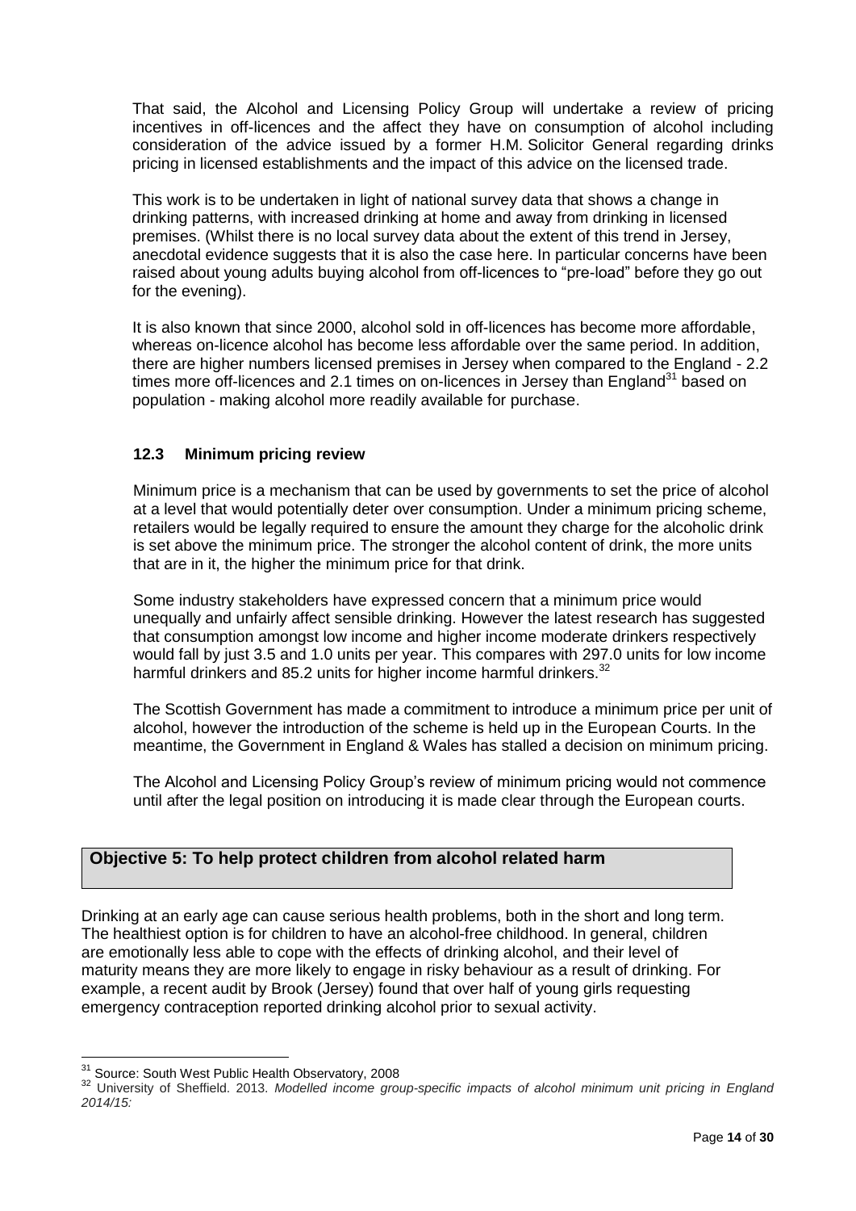That said, the Alcohol and Licensing Policy Group will undertake a review of pricing incentives in off-licences and the affect they have on consumption of alcohol including consideration of the advice issued by a former H.M. Solicitor General regarding drinks pricing in licensed establishments and the impact of this advice on the licensed trade.

This work is to be undertaken in light of national survey data that shows a change in drinking patterns, with increased drinking at home and away from drinking in licensed premises. (Whilst there is no local survey data about the extent of this trend in Jersey, anecdotal evidence suggests that it is also the case here. In particular concerns have been raised about young adults buying alcohol from off-licences to "pre-load" before they go out for the evening).

It is also known that since 2000, alcohol sold in off-licences has become more affordable, whereas on-licence alcohol has become less affordable over the same period. In addition, there are higher numbers licensed premises in Jersey when compared to the England - 2.2 times more off-licences and 2.1 times on on-licences in Jersey than England[31] based on population - making alcohol more readily available for purchase.

### 12.3 Minimum pricing review

Minimum price is a mechanism that can be used by governments to set the price of alcohol at a level that would potentially deter over consumption. Under a minimum pricing scheme, retailers would be legally required to ensure the amount they charge for the alcoholic drink is set above the minimum price. The stronger the alcohol content of drink, the more units that are in it, the higher the minimum price for that drink.

Some industry stakeholders have expressed concern that a minimum price would unequally and unfairly affect sensible drinking. However the latest research has suggested that consumption amongst low income and higher income moderate drinkers respectively would fall by just 3.5 and 1.0 units per year. This compares with 297.0 units for low income harmful drinkers and 85.2 units for higher income harmful drinkers.[32]

The Scottish Government has made a commitment to introduce a minimum price per unit of alcohol, however the introduction of the scheme is held up in the European Courts. In the meantime, the Government in England & Wales has stalled a decision on minimum pricing.

The Alcohol and Licensing Policy Group's review of minimum pricing would not commence until after the legal position on introducing it is made clear through the European courts.

## Objective 5: To help protect children from alcohol related harm

Drinking at an early age can cause serious health problems, both in the short and long term. The healthiest option is for children to have an alcohol-free childhood. In general, children are emotionally less able to cope with the effects of drinking alcohol, and their level of maturity means they are more likely to engage in risky behaviour as a result of drinking. For example, a recent audit by Brook (Jersey) found that over half of young girls requesting emergency contraception reported drinking alcohol prior to sexual activity.

---

[31] Source: South West Public Health Observatory, 2008

[32] University of Sheffield. 2013. *Modelled income group-specific impacts of alcohol minimum unit pricing in England 2014/15:*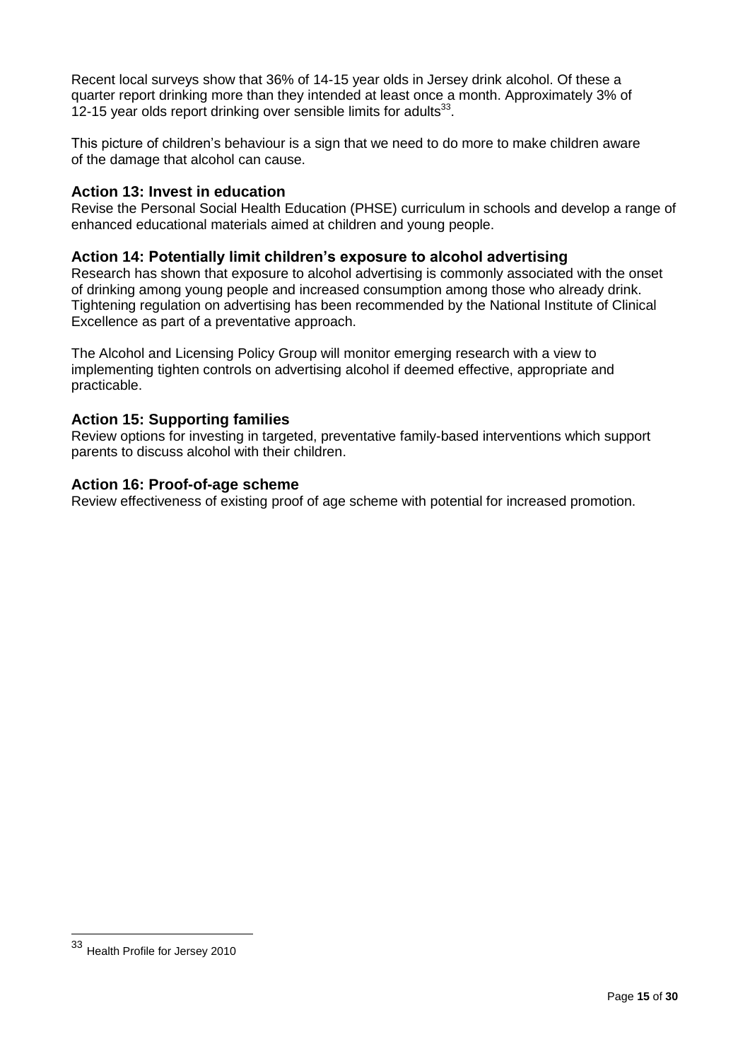Recent local surveys show that 36% of 14-15 year olds in Jersey drink alcohol. Of these a quarter report drinking more than they intended at least once a month. Approximately 3% of 12-15 year olds report drinking over sensible limits for adults[33].

This picture of children's behaviour is a sign that we need to do more to make children aware of the damage that alcohol can cause.

### Action 13: Invest in education

Revise the Personal Social Health Education (PHSE) curriculum in schools and develop a range of enhanced educational materials aimed at children and young people.

### Action 14: Potentially limit children's exposure to alcohol advertising

Research has shown that exposure to alcohol advertising is commonly associated with the onset of drinking among young people and increased consumption among those who already drink. Tightening regulation on advertising has been recommended by the National Institute of Clinical Excellence as part of a preventative approach.

The Alcohol and Licensing Policy Group will monitor emerging research with a view to implementing tighten controls on advertising alcohol if deemed effective, appropriate and practicable.

### Action 15: Supporting families

Review options for investing in targeted, preventative family-based interventions which support parents to discuss alcohol with their children.

### Action 16: Proof-of-age scheme

Review effectiveness of existing proof of age scheme with potential for increased promotion.

---

[33] Health Profile for Jersey 2010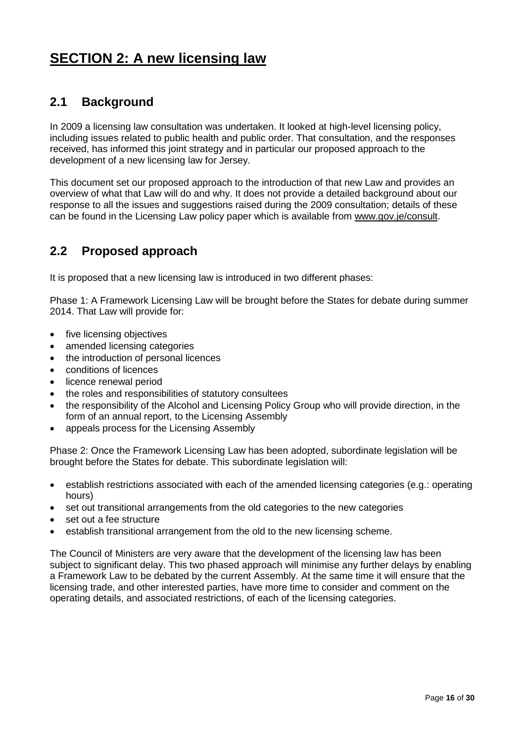# SECTION 2: A new licensing law

## 2.1 Background

In 2009 a licensing law consultation was undertaken. It looked at high-level licensing policy, including issues related to public health and public order. That consultation, and the responses received, has informed this joint strategy and in particular our proposed approach to the development of a new licensing law for Jersey.

This document set our proposed approach to the introduction of that new Law and provides an overview of what that Law will do and why. It does not provide a detailed background about our response to all the issues and suggestions raised during the 2009 consultation; details of these can be found in the Licensing Law policy paper which is available from www.gov.je/consult.

## 2.2 Proposed approach

It is proposed that a new licensing law is introduced in two different phases:

Phase 1: A Framework Licensing Law will be brought before the States for debate during summer 2014. That Law will provide for:

- five licensing objectives
- amended licensing categories
- the introduction of personal licences
- conditions of licences
- licence renewal period
- the roles and responsibilities of statutory consultees
- the responsibility of the Alcohol and Licensing Policy Group who will provide direction, in the form of an annual report, to the Licensing Assembly
- appeals process for the Licensing Assembly

Phase 2: Once the Framework Licensing Law has been adopted, subordinate legislation will be brought before the States for debate. This subordinate legislation will:

- establish restrictions associated with each of the amended licensing categories (e.g.: operating hours)
- set out transitional arrangements from the old categories to the new categories
- set out a fee structure
- establish transitional arrangement from the old to the new licensing scheme.

The Council of Ministers are very aware that the development of the licensing law has been subject to significant delay. This two phased approach will minimise any further delays by enabling a Framework Law to be debated by the current Assembly. At the same time it will ensure that the licensing trade, and other interested parties, have more time to consider and comment on the operating details, and associated restrictions, of each of the licensing categories.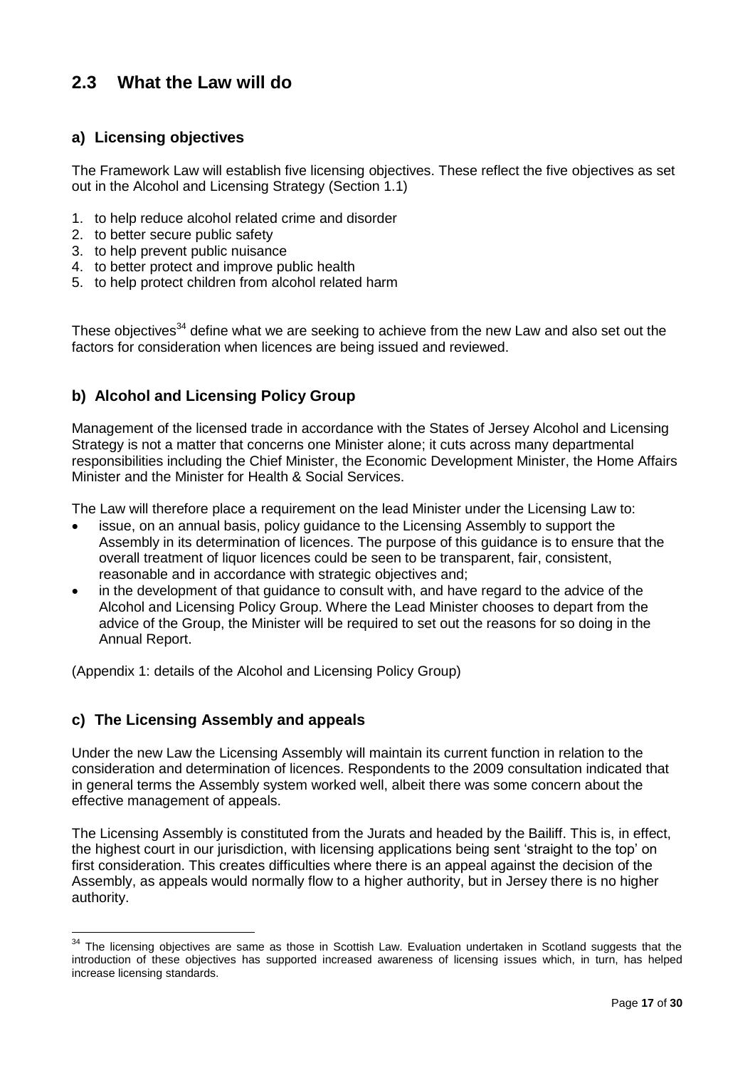## 2.3 What the Law will do

### a) Licensing objectives

The Framework Law will establish five licensing objectives. These reflect the five objectives as set out in the Alcohol and Licensing Strategy (Section 1.1)

1. to help reduce alcohol related crime and disorder
2. to better secure public safety
3. to help prevent public nuisance
4. to better protect and improve public health
5. to help protect children from alcohol related harm

These objectives[34] define what we are seeking to achieve from the new Law and also set out the factors for consideration when licences are being issued and reviewed.

### b) Alcohol and Licensing Policy Group

Management of the licensed trade in accordance with the States of Jersey Alcohol and Licensing Strategy is not a matter that concerns one Minister alone; it cuts across many departmental responsibilities including the Chief Minister, the Economic Development Minister, the Home Affairs Minister and the Minister for Health & Social Services.

The Law will therefore place a requirement on the lead Minister under the Licensing Law to:

- issue, on an annual basis, policy guidance to the Licensing Assembly to support the Assembly in its determination of licences. The purpose of this guidance is to ensure that the overall treatment of liquor licences could be seen to be transparent, fair, consistent, reasonable and in accordance with strategic objectives and;
- in the development of that guidance to consult with, and have regard to the advice of the Alcohol and Licensing Policy Group. Where the Lead Minister chooses to depart from the advice of the Group, the Minister will be required to set out the reasons for so doing in the Annual Report.

(Appendix 1: details of the Alcohol and Licensing Policy Group)

### c) The Licensing Assembly and appeals

Under the new Law the Licensing Assembly will maintain its current function in relation to the consideration and determination of licences. Respondents to the 2009 consultation indicated that in general terms the Assembly system worked well, albeit there was some concern about the effective management of appeals.

The Licensing Assembly is constituted from the Jurats and headed by the Bailiff. This is, in effect, the highest court in our jurisdiction, with licensing applications being sent 'straight to the top' on first consideration. This creates difficulties where there is an appeal against the decision of the Assembly, as appeals would normally flow to a higher authority, but in Jersey there is no higher authority.

---

[34] The licensing objectives are same as those in Scottish Law. Evaluation undertaken in Scotland suggests that the introduction of these objectives has supported increased awareness of licensing issues which, in turn, has helped increase licensing standards.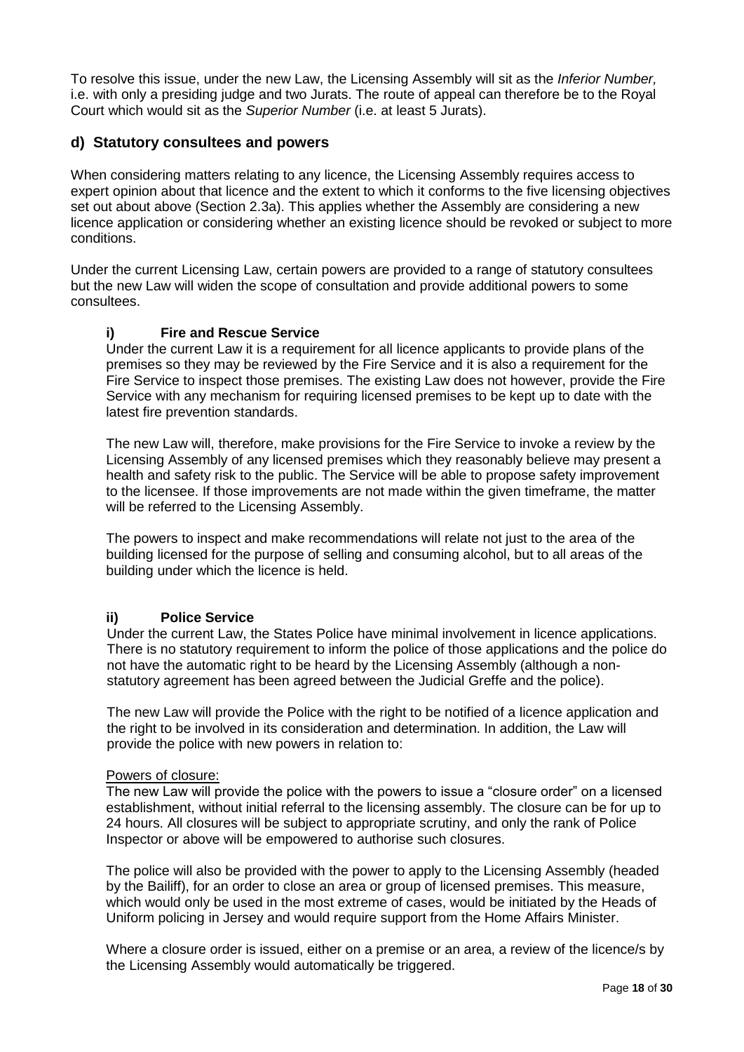To resolve this issue, under the new Law, the Licensing Assembly will sit as the *Inferior Number,* i.e. with only a presiding judge and two Jurats. The route of appeal can therefore be to the Royal Court which would sit as the *Superior Number* (i.e. at least 5 Jurats).

## d) Statutory consultees and powers

When considering matters relating to any licence, the Licensing Assembly requires access to expert opinion about that licence and the extent to which it conforms to the five licensing objectives set out about above (Section 2.3a). This applies whether the Assembly are considering a new licence application or considering whether an existing licence should be revoked or subject to more conditions.

Under the current Licensing Law, certain powers are provided to a range of statutory consultees but the new Law will widen the scope of consultation and provide additional powers to some consultees.

### i) Fire and Rescue Service

Under the current Law it is a requirement for all licence applicants to provide plans of the premises so they may be reviewed by the Fire Service and it is also a requirement for the Fire Service to inspect those premises. The existing Law does not however, provide the Fire Service with any mechanism for requiring licensed premises to be kept up to date with the latest fire prevention standards.

The new Law will, therefore, make provisions for the Fire Service to invoke a review by the Licensing Assembly of any licensed premises which they reasonably believe may present a health and safety risk to the public. The Service will be able to propose safety improvement to the licensee. If those improvements are not made within the given timeframe, the matter will be referred to the Licensing Assembly.

The powers to inspect and make recommendations will relate not just to the area of the building licensed for the purpose of selling and consuming alcohol, but to all areas of the building under which the licence is held.

### ii) Police Service

Under the current Law, the States Police have minimal involvement in licence applications. There is no statutory requirement to inform the police of those applications and the police do not have the automatic right to be heard by the Licensing Assembly (although a non-statutory agreement has been agreed between the Judicial Greffe and the police).

The new Law will provide the Police with the right to be notified of a licence application and the right to be involved in its consideration and determination. In addition, the Law will provide the police with new powers in relation to:

Powers of closure:

The new Law will provide the police with the powers to issue a "closure order" on a licensed establishment, without initial referral to the licensing assembly. The closure can be for up to 24 hours. All closures will be subject to appropriate scrutiny, and only the rank of Police Inspector or above will be empowered to authorise such closures.

The police will also be provided with the power to apply to the Licensing Assembly (headed by the Bailiff), for an order to close an area or group of licensed premises. This measure, which would only be used in the most extreme of cases, would be initiated by the Heads of Uniform policing in Jersey and would require support from the Home Affairs Minister.

Where a closure order is issued, either on a premise or an area, a review of the licence/s by the Licensing Assembly would automatically be triggered.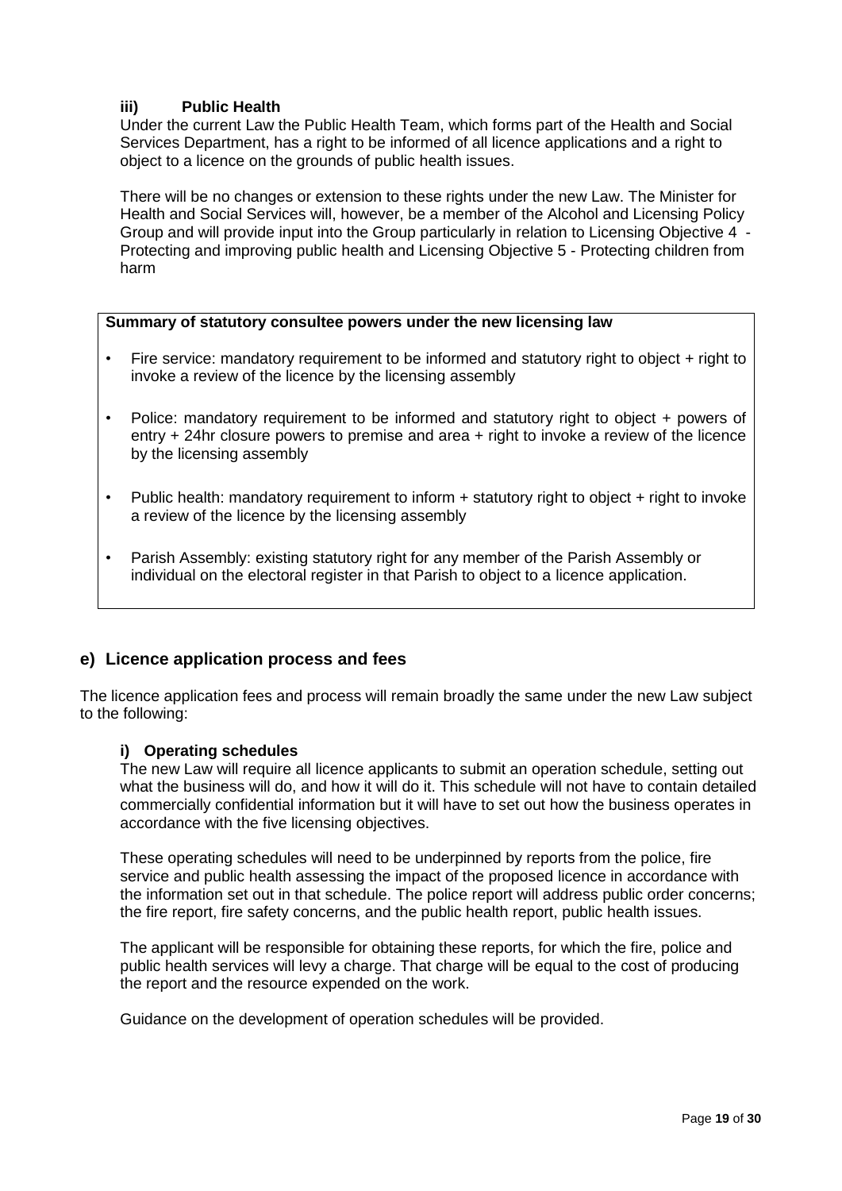#### iii) Public Health

Under the current Law the Public Health Team, which forms part of the Health and Social Services Department, has a right to be informed of all licence applications and a right to object to a licence on the grounds of public health issues.

There will be no changes or extension to these rights under the new Law. The Minister for Health and Social Services will, however, be a member of the Alcohol and Licensing Policy Group and will provide input into the Group particularly in relation to Licensing Objective 4 - Protecting and improving public health and Licensing Objective 5 - Protecting children from harm

**Summary of statutory consultee powers under the new licensing law**

- Fire service: mandatory requirement to be informed and statutory right to object + right to invoke a review of the licence by the licensing assembly
- Police: mandatory requirement to be informed and statutory right to object + powers of entry + 24hr closure powers to premise and area + right to invoke a review of the licence by the licensing assembly
- Public health: mandatory requirement to inform + statutory right to object + right to invoke a review of the licence by the licensing assembly
- Parish Assembly: existing statutory right for any member of the Parish Assembly or individual on the electoral register in that Parish to object to a licence application.

## e) Licence application process and fees

The licence application fees and process will remain broadly the same under the new Law subject to the following:

#### i) Operating schedules

The new Law will require all licence applicants to submit an operation schedule, setting out what the business will do, and how it will do it. This schedule will not have to contain detailed commercially confidential information but it will have to set out how the business operates in accordance with the five licensing objectives.

These operating schedules will need to be underpinned by reports from the police, fire service and public health assessing the impact of the proposed licence in accordance with the information set out in that schedule. The police report will address public order concerns; the fire report, fire safety concerns, and the public health report, public health issues.

The applicant will be responsible for obtaining these reports, for which the fire, police and public health services will levy a charge. That charge will be equal to the cost of producing the report and the resource expended on the work.

Guidance on the development of operation schedules will be provided.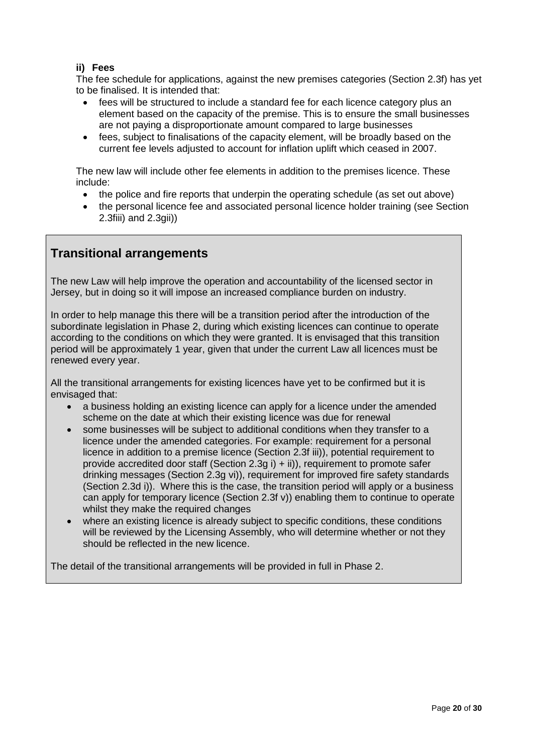### ii) Fees

The fee schedule for applications, against the new premises categories (Section 2.3f) has yet to be finalised. It is intended that:

- fees will be structured to include a standard fee for each licence category plus an element based on the capacity of the premise. This is to ensure the small businesses are not paying a disproportionate amount compared to large businesses
- fees, subject to finalisations of the capacity element, will be broadly based on the current fee levels adjusted to account for inflation uplift which ceased in 2007.

The new law will include other fee elements in addition to the premises licence. These include:

- the police and fire reports that underpin the operating schedule (as set out above)
- the personal licence fee and associated personal licence holder training (see Section 2.3fiii) and 2.3gii))

## Transitional arrangements

The new Law will help improve the operation and accountability of the licensed sector in Jersey, but in doing so it will impose an increased compliance burden on industry.

In order to help manage this there will be a transition period after the introduction of the subordinate legislation in Phase 2, during which existing licences can continue to operate according to the conditions on which they were granted. It is envisaged that this transition period will be approximately 1 year, given that under the current Law all licences must be renewed every year.

All the transitional arrangements for existing licences have yet to be confirmed but it is envisaged that:

- a business holding an existing licence can apply for a licence under the amended scheme on the date at which their existing licence was due for renewal
- some businesses will be subject to additional conditions when they transfer to a licence under the amended categories. For example: requirement for a personal licence in addition to a premise licence (Section 2.3f iii)), potential requirement to provide accredited door staff (Section 2.3g i) + ii)), requirement to promote safer drinking messages (Section 2.3g vi)), requirement for improved fire safety standards (Section 2.3d i)). Where this is the case, the transition period will apply or a business can apply for temporary licence (Section 2.3f v)) enabling them to continue to operate whilst they make the required changes
- where an existing licence is already subject to specific conditions, these conditions will be reviewed by the Licensing Assembly, who will determine whether or not they should be reflected in the new licence.

The detail of the transitional arrangements will be provided in full in Phase 2.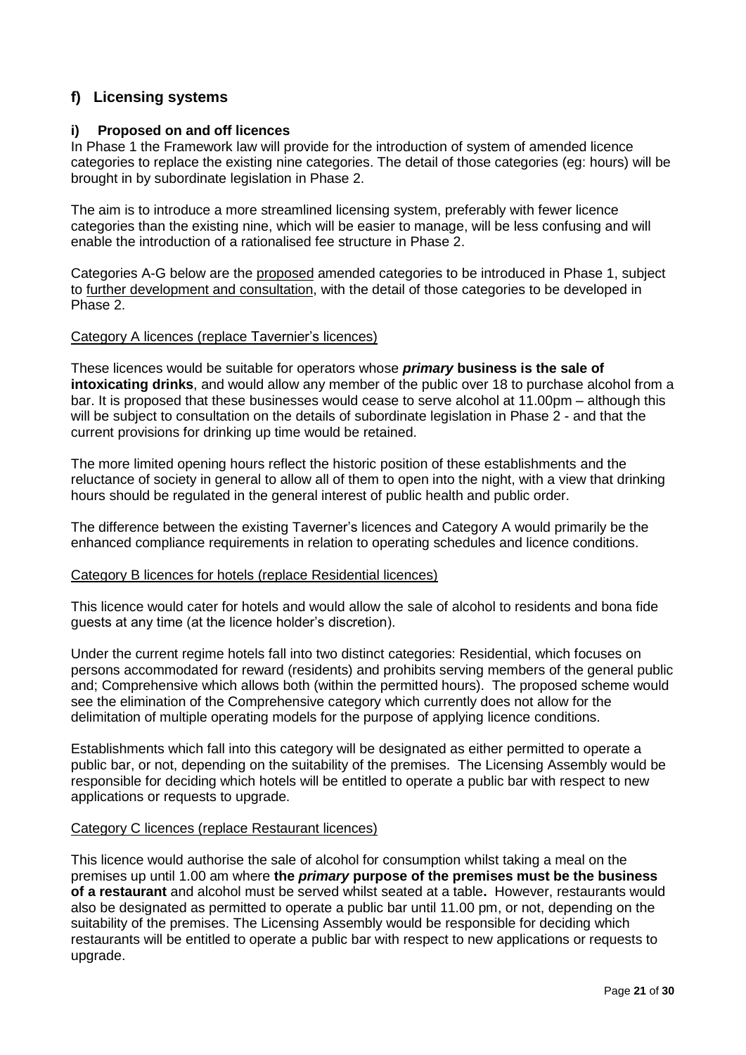## f) Licensing systems

### i) Proposed on and off licences

In Phase 1 the Framework law will provide for the introduction of system of amended licence categories to replace the existing nine categories. The detail of those categories (eg: hours) will be brought in by subordinate legislation in Phase 2.

The aim is to introduce a more streamlined licensing system, preferably with fewer licence categories than the existing nine, which will be easier to manage, will be less confusing and will enable the introduction of a rationalised fee structure in Phase 2.

Categories A-G below are the <u>proposed</u> amended categories to be introduced in Phase 1, subject to <u>further development and consultation</u>, with the detail of those categories to be developed in Phase 2.

<u>Category A licences (replace Tavernier's licences)</u>

These licences would be suitable for operators whose ***primary*** **business is the sale of intoxicating drinks**, and would allow any member of the public over 18 to purchase alcohol from a bar. It is proposed that these businesses would cease to serve alcohol at 11.00pm – although this will be subject to consultation on the details of subordinate legislation in Phase 2 - and that the current provisions for drinking up time would be retained.

The more limited opening hours reflect the historic position of these establishments and the reluctance of society in general to allow all of them to open into the night, with a view that drinking hours should be regulated in the general interest of public health and public order.

The difference between the existing Taverner's licences and Category A would primarily be the enhanced compliance requirements in relation to operating schedules and licence conditions.

<u>Category B licences for hotels (replace Residential licences)</u>

This licence would cater for hotels and would allow the sale of alcohol to residents and bona fide guests at any time (at the licence holder's discretion).

Under the current regime hotels fall into two distinct categories: Residential, which focuses on persons accommodated for reward (residents) and prohibits serving members of the general public and; Comprehensive which allows both (within the permitted hours). The proposed scheme would see the elimination of the Comprehensive category which currently does not allow for the delimitation of multiple operating models for the purpose of applying licence conditions.

Establishments which fall into this category will be designated as either permitted to operate a public bar, or not, depending on the suitability of the premises. The Licensing Assembly would be responsible for deciding which hotels will be entitled to operate a public bar with respect to new applications or requests to upgrade.

<u>Category C licences (replace Restaurant licences)</u>

This licence would authorise the sale of alcohol for consumption whilst taking a meal on the premises up until 1.00 am where **the *primary* purpose of the premises must be the business of a restaurant** and alcohol must be served whilst seated at a table**.** However, restaurants would also be designated as permitted to operate a public bar until 11.00 pm, or not, depending on the suitability of the premises. The Licensing Assembly would be responsible for deciding which restaurants will be entitled to operate a public bar with respect to new applications or requests to upgrade.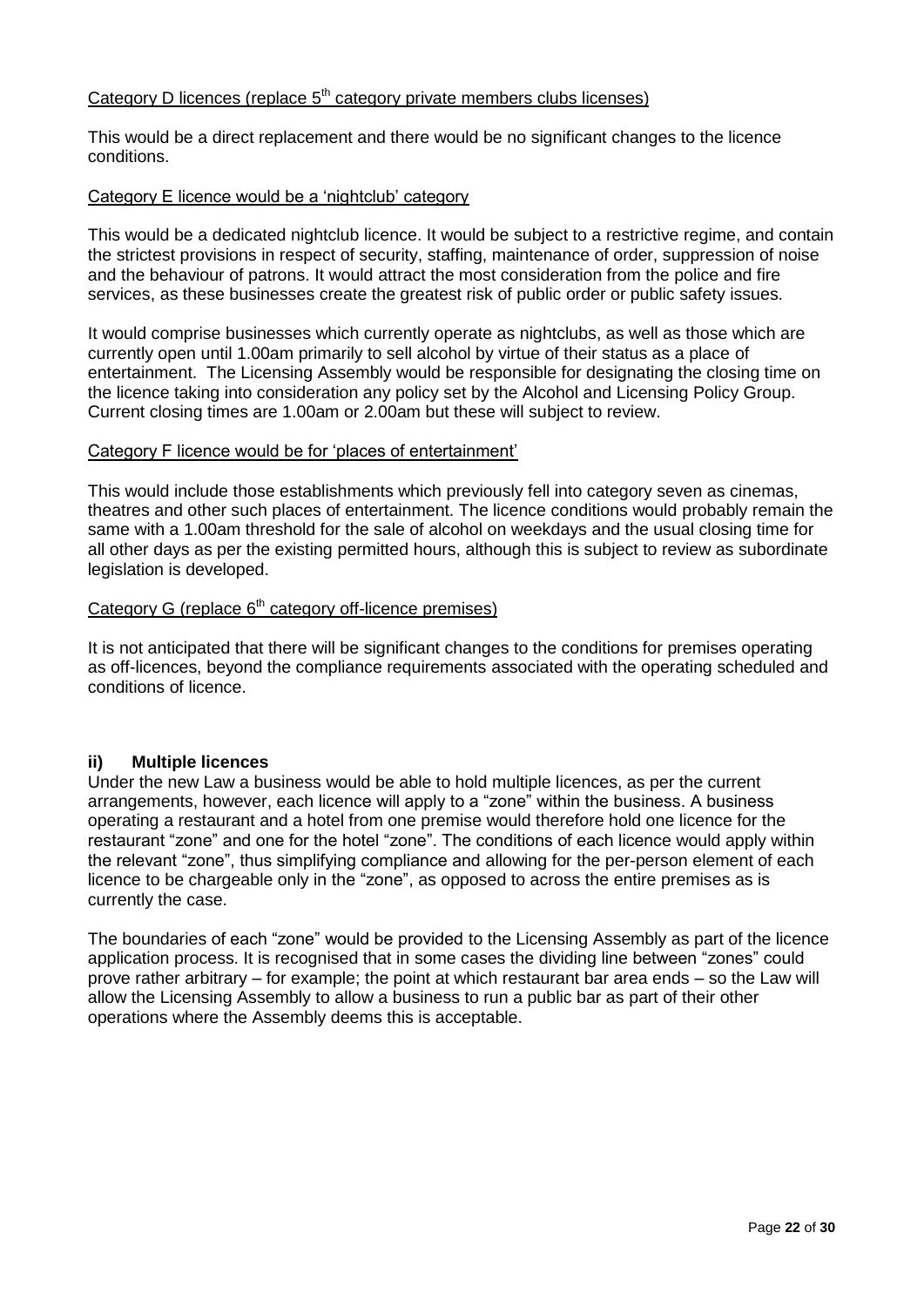Category D licences (replace 5th category private members clubs licenses)

This would be a direct replacement and there would be no significant changes to the licence conditions.

Category E licence would be a 'nightclub' category

This would be a dedicated nightclub licence. It would be subject to a restrictive regime, and contain the strictest provisions in respect of security, staffing, maintenance of order, suppression of noise and the behaviour of patrons. It would attract the most consideration from the police and fire services, as these businesses create the greatest risk of public order or public safety issues.

It would comprise businesses which currently operate as nightclubs, as well as those which are currently open until 1.00am primarily to sell alcohol by virtue of their status as a place of entertainment. The Licensing Assembly would be responsible for designating the closing time on the licence taking into consideration any policy set by the Alcohol and Licensing Policy Group. Current closing times are 1.00am or 2.00am but these will subject to review.

Category F licence would be for 'places of entertainment'

This would include those establishments which previously fell into category seven as cinemas, theatres and other such places of entertainment. The licence conditions would probably remain the same with a 1.00am threshold for the sale of alcohol on weekdays and the usual closing time for all other days as per the existing permitted hours, although this is subject to review as subordinate legislation is developed.

Category G (replace 6th category off-licence premises)

It is not anticipated that there will be significant changes to the conditions for premises operating as off-licences, beyond the compliance requirements associated with the operating scheduled and conditions of licence.

### ii) Multiple licences

Under the new Law a business would be able to hold multiple licences, as per the current arrangements, however, each licence will apply to a "zone" within the business. A business operating a restaurant and a hotel from one premise would therefore hold one licence for the restaurant "zone" and one for the hotel "zone". The conditions of each licence would apply within the relevant "zone", thus simplifying compliance and allowing for the per-person element of each licence to be chargeable only in the "zone", as opposed to across the entire premises as is currently the case.

The boundaries of each "zone" would be provided to the Licensing Assembly as part of the licence application process. It is recognised that in some cases the dividing line between "zones" could prove rather arbitrary – for example; the point at which restaurant bar area ends – so the Law will allow the Licensing Assembly to allow a business to run a public bar as part of their other operations where the Assembly deems this is acceptable.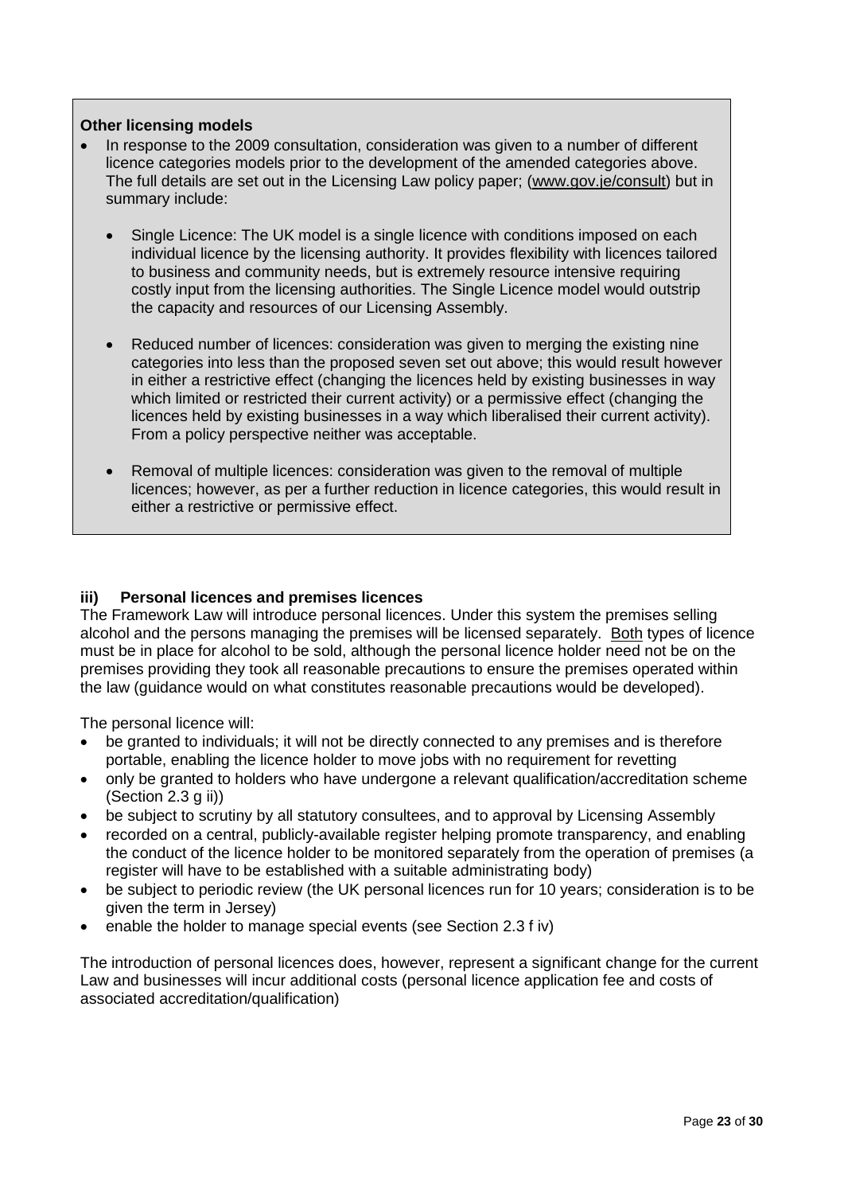**Other licensing models**

- In response to the 2009 consultation, consideration was given to a number of different licence categories models prior to the development of the amended categories above. The full details are set out in the Licensing Law policy paper; (www.gov.je/consult) but in summary include:

  - Single Licence: The UK model is a single licence with conditions imposed on each individual licence by the licensing authority. It provides flexibility with licences tailored to business and community needs, but is extremely resource intensive requiring costly input from the licensing authorities. The Single Licence model would outstrip the capacity and resources of our Licensing Assembly.

  - Reduced number of licences: consideration was given to merging the existing nine categories into less than the proposed seven set out above; this would result however in either a restrictive effect (changing the licences held by existing businesses in way which limited or restricted their current activity) or a permissive effect (changing the licences held by existing businesses in a way which liberalised their current activity). From a policy perspective neither was acceptable.

  - Removal of multiple licences: consideration was given to the removal of multiple licences; however, as per a further reduction in licence categories, this would result in either a restrictive or permissive effect.

### iii) Personal licences and premises licences

The Framework Law will introduce personal licences. Under this system the premises selling alcohol and the persons managing the premises will be licensed separately. Both types of licence must be in place for alcohol to be sold, although the personal licence holder need not be on the premises providing they took all reasonable precautions to ensure the premises operated within the law (guidance would on what constitutes reasonable precautions would be developed).

The personal licence will:

- be granted to individuals; it will not be directly connected to any premises and is therefore portable, enabling the licence holder to move jobs with no requirement for revetting
- only be granted to holders who have undergone a relevant qualification/accreditation scheme (Section 2.3 g ii))
- be subject to scrutiny by all statutory consultees, and to approval by Licensing Assembly
- recorded on a central, publicly-available register helping promote transparency, and enabling the conduct of the licence holder to be monitored separately from the operation of premises (a register will have to be established with a suitable administrating body)
- be subject to periodic review (the UK personal licences run for 10 years; consideration is to be given the term in Jersey)
- enable the holder to manage special events (see Section 2.3 f iv)

The introduction of personal licences does, however, represent a significant change for the current Law and businesses will incur additional costs (personal licence application fee and costs of associated accreditation/qualification)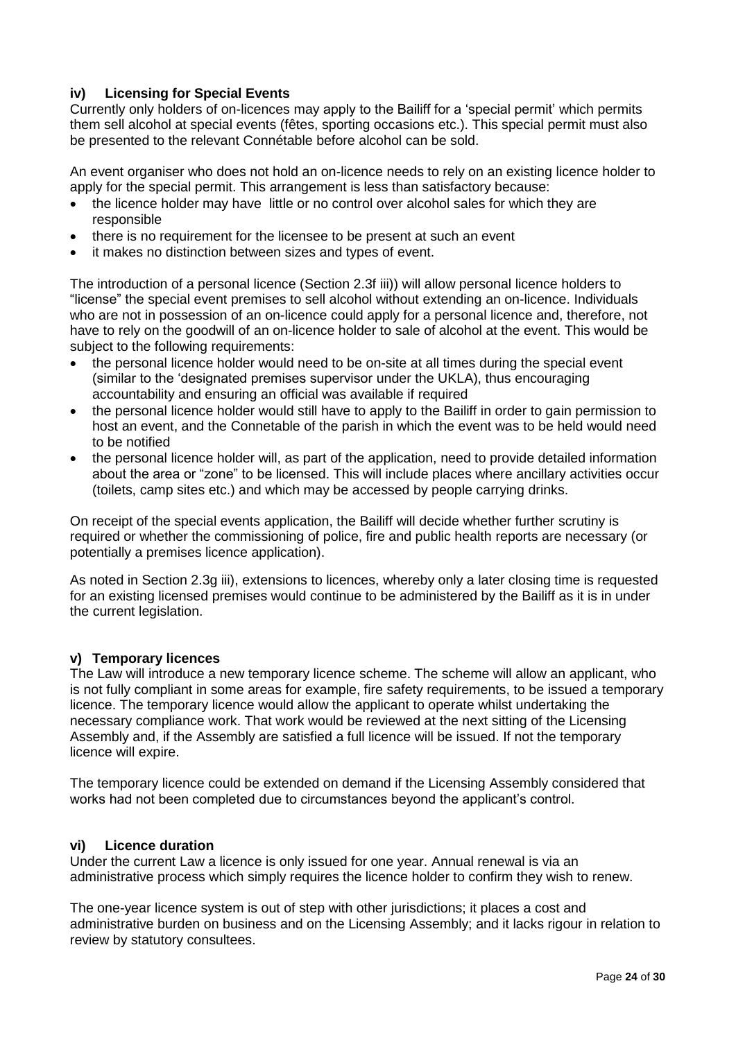### iv) Licensing for Special Events

Currently only holders of on-licences may apply to the Bailiff for a 'special permit' which permits them sell alcohol at special events (fêtes, sporting occasions etc.). This special permit must also be presented to the relevant Connétable before alcohol can be sold.

An event organiser who does not hold an on-licence needs to rely on an existing licence holder to apply for the special permit. This arrangement is less than satisfactory because:

- the licence holder may have little or no control over alcohol sales for which they are responsible
- there is no requirement for the licensee to be present at such an event
- it makes no distinction between sizes and types of event.

The introduction of a personal licence (Section 2.3f iii)) will allow personal licence holders to "license" the special event premises to sell alcohol without extending an on-licence. Individuals who are not in possession of an on-licence could apply for a personal licence and, therefore, not have to rely on the goodwill of an on-licence holder to sale of alcohol at the event. This would be subject to the following requirements:

- the personal licence holder would need to be on-site at all times during the special event (similar to the 'designated premises supervisor under the UKLA), thus encouraging accountability and ensuring an official was available if required
- the personal licence holder would still have to apply to the Bailiff in order to gain permission to host an event, and the Connetable of the parish in which the event was to be held would need to be notified
- the personal licence holder will, as part of the application, need to provide detailed information about the area or "zone" to be licensed. This will include places where ancillary activities occur (toilets, camp sites etc.) and which may be accessed by people carrying drinks.

On receipt of the special events application, the Bailiff will decide whether further scrutiny is required or whether the commissioning of police, fire and public health reports are necessary (or potentially a premises licence application).

As noted in Section 2.3g iii), extensions to licences, whereby only a later closing time is requested for an existing licensed premises would continue to be administered by the Bailiff as it is in under the current legislation.

### v) Temporary licences

The Law will introduce a new temporary licence scheme. The scheme will allow an applicant, who is not fully compliant in some areas for example, fire safety requirements, to be issued a temporary licence. The temporary licence would allow the applicant to operate whilst undertaking the necessary compliance work. That work would be reviewed at the next sitting of the Licensing Assembly and, if the Assembly are satisfied a full licence will be issued. If not the temporary licence will expire.

The temporary licence could be extended on demand if the Licensing Assembly considered that works had not been completed due to circumstances beyond the applicant's control.

### vi) Licence duration

Under the current Law a licence is only issued for one year. Annual renewal is via an administrative process which simply requires the licence holder to confirm they wish to renew.

The one-year licence system is out of step with other jurisdictions; it places a cost and administrative burden on business and on the Licensing Assembly; and it lacks rigour in relation to review by statutory consultees.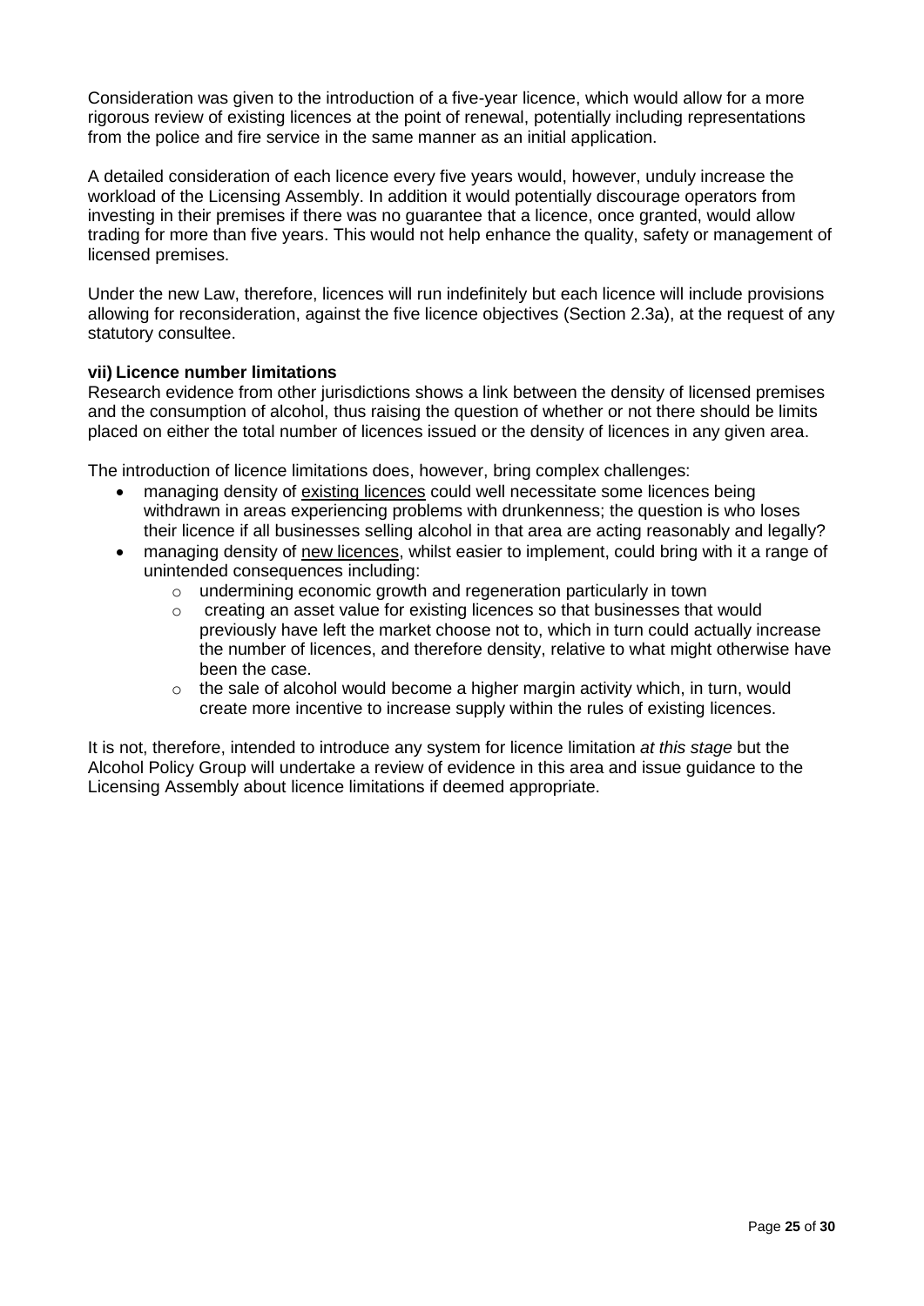Consideration was given to the introduction of a five-year licence, which would allow for a more rigorous review of existing licences at the point of renewal, potentially including representations from the police and fire service in the same manner as an initial application.

A detailed consideration of each licence every five years would, however, unduly increase the workload of the Licensing Assembly. In addition it would potentially discourage operators from investing in their premises if there was no guarantee that a licence, once granted, would allow trading for more than five years. This would not help enhance the quality, safety or management of licensed premises.

Under the new Law, therefore, licences will run indefinitely but each licence will include provisions allowing for reconsideration, against the five licence objectives (Section 2.3a), at the request of any statutory consultee.

**vii) Licence number limitations**

Research evidence from other jurisdictions shows a link between the density of licensed premises and the consumption of alcohol, thus raising the question of whether or not there should be limits placed on either the total number of licences issued or the density of licences in any given area.

The introduction of licence limitations does, however, bring complex challenges:

- managing density of <u>existing licences</u> could well necessitate some licences being withdrawn in areas experiencing problems with drunkenness; the question is who loses their licence if all businesses selling alcohol in that area are acting reasonably and legally?
- managing density of <u>new licences</u>, whilst easier to implement, could bring with it a range of unintended consequences including:
  - undermining economic growth and regeneration particularly in town
  - creating an asset value for existing licences so that businesses that would previously have left the market choose not to, which in turn could actually increase the number of licences, and therefore density, relative to what might otherwise have been the case.
  - the sale of alcohol would become a higher margin activity which, in turn, would create more incentive to increase supply within the rules of existing licences.

It is not, therefore, intended to introduce any system for licence limitation *at this stage* but the Alcohol Policy Group will undertake a review of evidence in this area and issue guidance to the Licensing Assembly about licence limitations if deemed appropriate.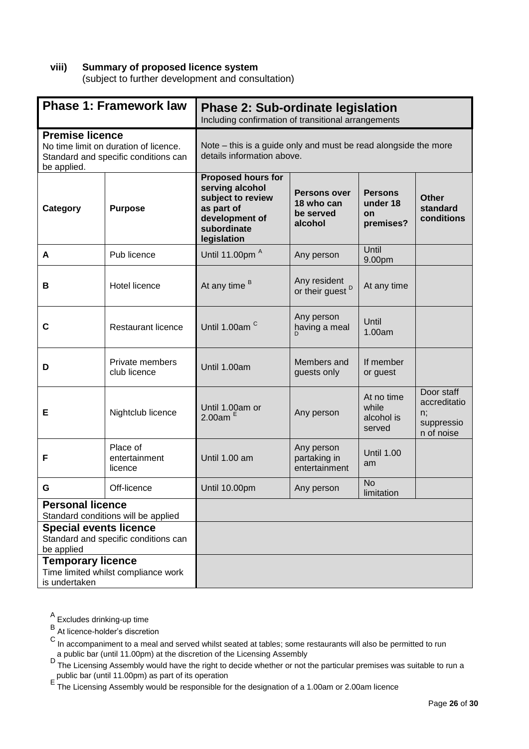### viii) Summary of proposed licence system

(subject to further development and consultation)

| Phase 1: Framework law | | Phase 2: Sub-ordinate legislation Including confirmation of transitional arrangements | | | |
|---|---|---|---|---|---|
| **Premise licence** No time limit on duration of licence. Standard and specific conditions can be applied. | | Note – this is a guide only and must be read alongside the more details information above. | | | |
| **Category** | **Purpose** | **Proposed hours for serving alcohol subject to review as part of development of subordinate legislation** | **Persons over 18 who can be served alcohol** | **Persons under 18 on premises?** | **Other standard conditions** |
| A | Pub licence | Until 11.00pm [A] | Any person | Until 9.00pm | |
| B | Hotel licence | At any time [B] | Any resident or their guest [D] | At any time | |
| C | Restaurant licence | Until 1.00am [C] | Any person having a meal [D] | Until 1.00am | |
| D | Private members club licence | Until 1.00am | Members and guests only | If member or guest | |
| E | Nightclub licence | Until 1.00am or 2.00am [E] | Any person | At no time while alcohol is served | Door staff accreditation; suppression of noise |
| F | Place of entertainment licence | Until 1.00 am | Any person partaking in entertainment | Until 1.00 am | |
| G | Off-licence | Until 10.00pm | Any person | No limitation | |
| **Personal licence** Standard conditions will be applied | | | | | |
| **Special events licence** Standard and specific conditions can be applied | | | | | |
| **Temporary licence** Time limited whilst compliance work is undertaken | | | | | |

[A] Excludes drinking-up time

[B] At licence-holder's discretion

[C] In accompaniment to a meal and served whilst seated at tables; some restaurants will also be permitted to run a public bar (until 11.00pm) at the discretion of the Licensing Assembly

[D] The Licensing Assembly would have the right to decide whether or not the particular premises was suitable to run a public bar (until 11.00pm) as part of its operation

[E] The Licensing Assembly would be responsible for the designation of a 1.00am or 2.00am licence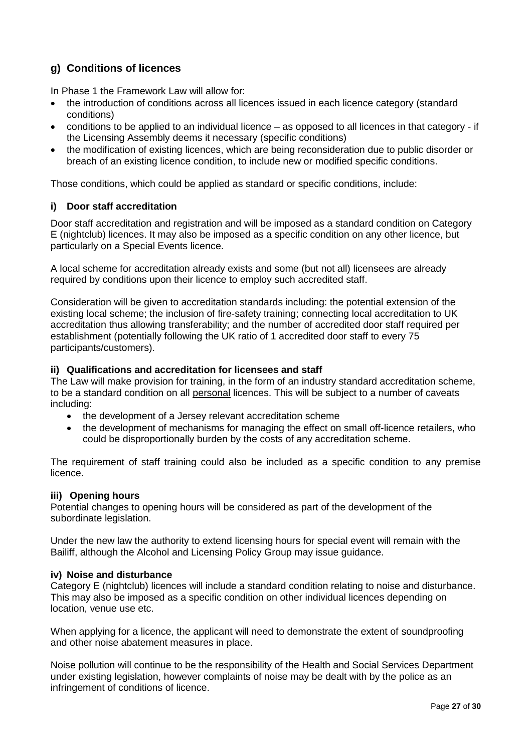## g) Conditions of licences

In Phase 1 the Framework Law will allow for:

- the introduction of conditions across all licences issued in each licence category (standard conditions)
- conditions to be applied to an individual licence – as opposed to all licences in that category - if the Licensing Assembly deems it necessary (specific conditions)
- the modification of existing licences, which are being reconsideration due to public disorder or breach of an existing licence condition, to include new or modified specific conditions.

Those conditions, which could be applied as standard or specific conditions, include:

### i) Door staff accreditation

Door staff accreditation and registration and will be imposed as a standard condition on Category E (nightclub) licences. It may also be imposed as a specific condition on any other licence, but particularly on a Special Events licence.

A local scheme for accreditation already exists and some (but not all) licensees are already required by conditions upon their licence to employ such accredited staff.

Consideration will be given to accreditation standards including: the potential extension of the existing local scheme; the inclusion of fire-safety training; connecting local accreditation to UK accreditation thus allowing transferability; and the number of accredited door staff required per establishment (potentially following the UK ratio of 1 accredited door staff to every 75 participants/customers).

### ii) Qualifications and accreditation for licensees and staff

The Law will make provision for training, in the form of an industry standard accreditation scheme, to be a standard condition on all personal licences. This will be subject to a number of caveats including:

- the development of a Jersey relevant accreditation scheme
- the development of mechanisms for managing the effect on small off-licence retailers, who could be disproportionally burden by the costs of any accreditation scheme.

The requirement of staff training could also be included as a specific condition to any premise licence.

### iii) Opening hours

Potential changes to opening hours will be considered as part of the development of the subordinate legislation.

Under the new law the authority to extend licensing hours for special event will remain with the Bailiff, although the Alcohol and Licensing Policy Group may issue guidance.

### iv) Noise and disturbance

Category E (nightclub) licences will include a standard condition relating to noise and disturbance. This may also be imposed as a specific condition on other individual licences depending on location, venue use etc.

When applying for a licence, the applicant will need to demonstrate the extent of soundproofing and other noise abatement measures in place.

Noise pollution will continue to be the responsibility of the Health and Social Services Department under existing legislation, however complaints of noise may be dealt with by the police as an infringement of conditions of licence.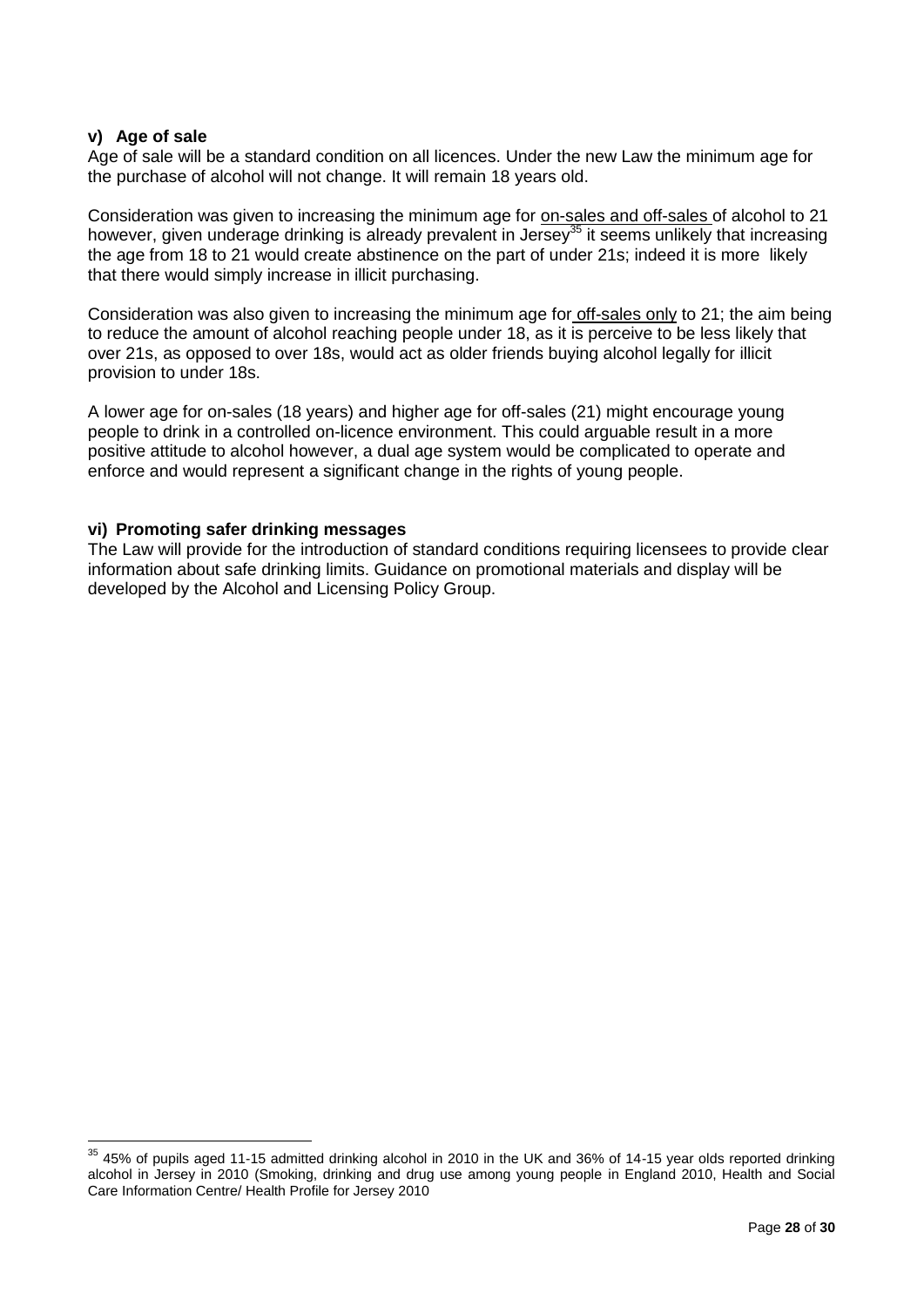**v) Age of sale**

Age of sale will be a standard condition on all licences. Under the new Law the minimum age for the purchase of alcohol will not change. It will remain 18 years old.

Consideration was given to increasing the minimum age for <u>on-sales and off-sales</u> of alcohol to 21 however, given underage drinking is already prevalent in Jersey[35] it seems unlikely that increasing the age from 18 to 21 would create abstinence on the part of under 21s; indeed it is more likely that there would simply increase in illicit purchasing.

Consideration was also given to increasing the minimum age for <u>off-sales only</u> to 21; the aim being to reduce the amount of alcohol reaching people under 18, as it is perceive to be less likely that over 21s, as opposed to over 18s, would act as older friends buying alcohol legally for illicit provision to under 18s.

A lower age for on-sales (18 years) and higher age for off-sales (21) might encourage young people to drink in a controlled on-licence environment. This could arguable result in a more positive attitude to alcohol however, a dual age system would be complicated to operate and enforce and would represent a significant change in the rights of young people.

**vi) Promoting safer drinking messages**

The Law will provide for the introduction of standard conditions requiring licensees to provide clear information about safe drinking limits. Guidance on promotional materials and display will be developed by the Alcohol and Licensing Policy Group.

---

[35] 45% of pupils aged 11-15 admitted drinking alcohol in 2010 in the UK and 36% of 14-15 year olds reported drinking alcohol in Jersey in 2010 (Smoking, drinking and drug use among young people in England 2010, Health and Social Care Information Centre/ Health Profile for Jersey 2010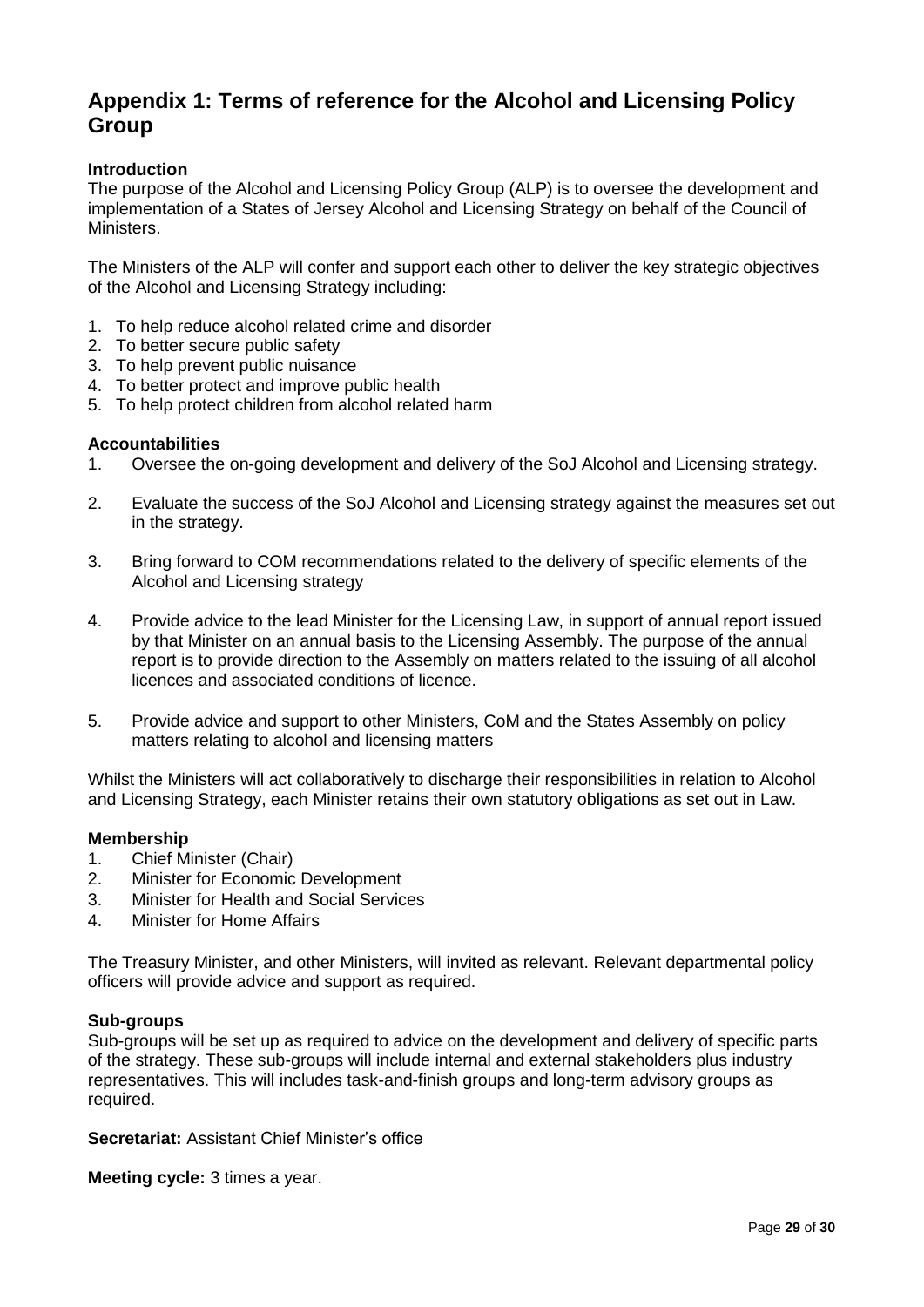## Appendix 1: Terms of reference for the Alcohol and Licensing Policy Group

**Introduction**

The purpose of the Alcohol and Licensing Policy Group (ALP) is to oversee the development and implementation of a States of Jersey Alcohol and Licensing Strategy on behalf of the Council of Ministers.

The Ministers of the ALP will confer and support each other to deliver the key strategic objectives of the Alcohol and Licensing Strategy including:

1. To help reduce alcohol related crime and disorder
2. To better secure public safety
3. To help prevent public nuisance
4. To better protect and improve public health
5. To help protect children from alcohol related harm

**Accountabilities**

1. Oversee the on-going development and delivery of the SoJ Alcohol and Licensing strategy.
2. Evaluate the success of the SoJ Alcohol and Licensing strategy against the measures set out in the strategy.
3. Bring forward to COM recommendations related to the delivery of specific elements of the Alcohol and Licensing strategy
4. Provide advice to the lead Minister for the Licensing Law, in support of annual report issued by that Minister on an annual basis to the Licensing Assembly. The purpose of the annual report is to provide direction to the Assembly on matters related to the issuing of all alcohol licences and associated conditions of licence.
5. Provide advice and support to other Ministers, CoM and the States Assembly on policy matters relating to alcohol and licensing matters

Whilst the Ministers will act collaboratively to discharge their responsibilities in relation to Alcohol and Licensing Strategy, each Minister retains their own statutory obligations as set out in Law.

**Membership**

1. Chief Minister (Chair)
2. Minister for Economic Development
3. Minister for Health and Social Services
4. Minister for Home Affairs

The Treasury Minister, and other Ministers, will invited as relevant. Relevant departmental policy officers will provide advice and support as required.

**Sub-groups**

Sub-groups will be set up as required to advice on the development and delivery of specific parts of the strategy. These sub-groups will include internal and external stakeholders plus industry representatives. This will includes task-and-finish groups and long-term advisory groups as required.

**Secretariat:** Assistant Chief Minister's office

**Meeting cycle:** 3 times a year.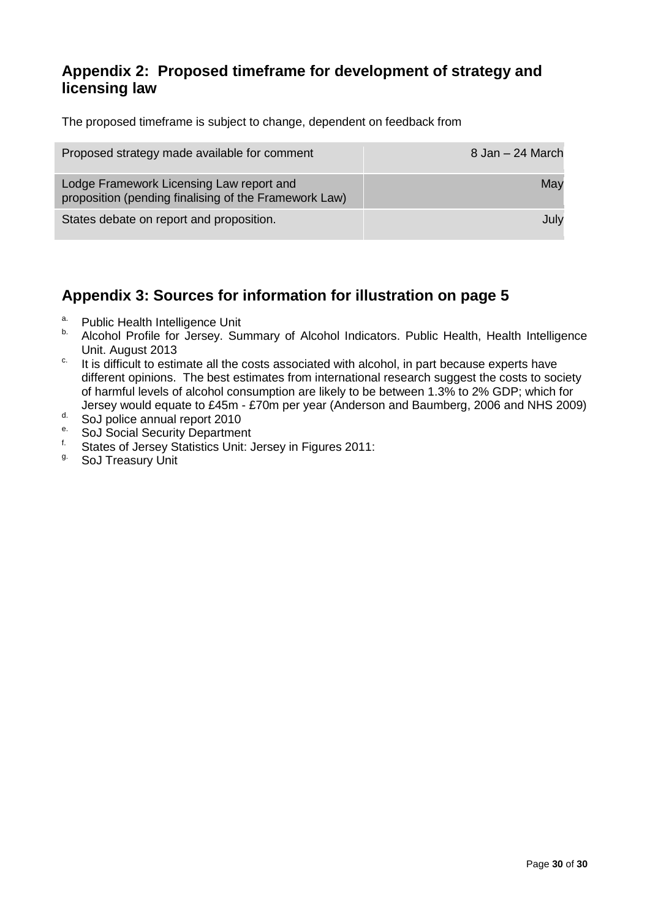## Appendix 2: Proposed timeframe for development of strategy and licensing law

The proposed timeframe is subject to change, dependent on feedback from

| | |
|---|---|
| Proposed strategy made available for comment | 8 Jan – 24 March |
| Lodge Framework Licensing Law report and proposition (pending finalising of the Framework Law) | May |
| States debate on report and proposition. | July |

## Appendix 3: Sources for information for illustration on page 5

a. Public Health Intelligence Unit
b. Alcohol Profile for Jersey. Summary of Alcohol Indicators. Public Health, Health Intelligence Unit. August 2013
c. It is difficult to estimate all the costs associated with alcohol, in part because experts have different opinions. The best estimates from international research suggest the costs to society of harmful levels of alcohol consumption are likely to be between 1.3% to 2% GDP; which for Jersey would equate to £45m - £70m per year (Anderson and Baumberg, 2006 and NHS 2009)
d. SoJ police annual report 2010
e. SoJ Social Security Department
f. States of Jersey Statistics Unit: Jersey in Figures 2011:
g. SoJ Treasury Unit